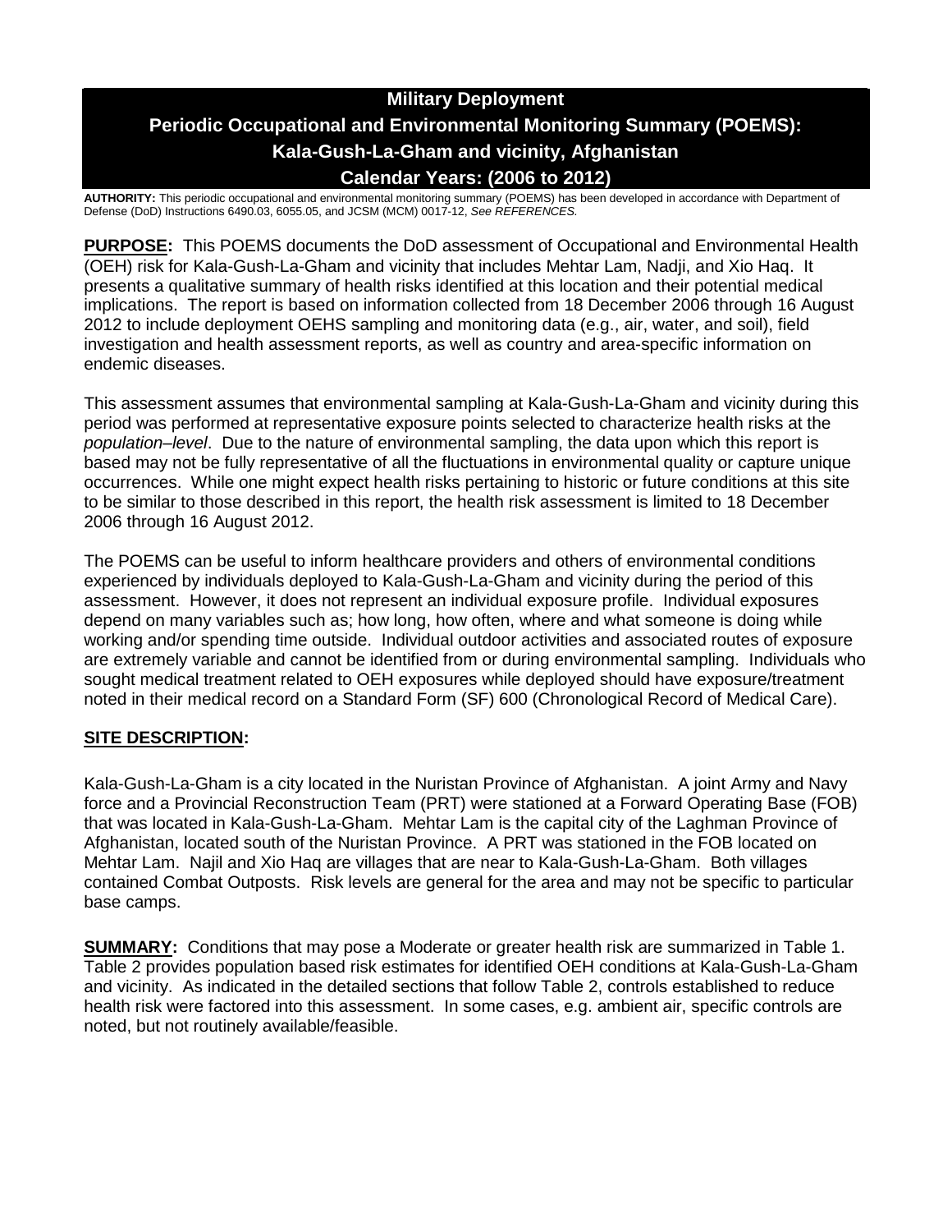# Military Deployment
# Periodic Occupational and Environmental Monitoring Summary (POEMS): Kala-Gush-La-Gham and vicinity, Afghanistan
# Calendar Years: (2006 to 2012)

**AUTHORITY:** This periodic occupational and environmental monitoring summary (POEMS) has been developed in accordance with Department of Defense (DoD) Instructions 6490.03, 6055.05, and JCSM (MCM) 0017-12, *See REFERENCES.*

**PURPOSE:** This POEMS documents the DoD assessment of Occupational and Environmental Health (OEH) risk for Kala-Gush-La-Gham and vicinity that includes Mehtar Lam, Nadji, and Xio Haq. It presents a qualitative summary of health risks identified at this location and their potential medical implications. The report is based on information collected from 18 December 2006 through 16 August 2012 to include deployment OEHS sampling and monitoring data (e.g., air, water, and soil), field investigation and health assessment reports, as well as country and area-specific information on endemic diseases.

This assessment assumes that environmental sampling at Kala-Gush-La-Gham and vicinity during this period was performed at representative exposure points selected to characterize health risks at the *population–level*. Due to the nature of environmental sampling, the data upon which this report is based may not be fully representative of all the fluctuations in environmental quality or capture unique occurrences. While one might expect health risks pertaining to historic or future conditions at this site to be similar to those described in this report, the health risk assessment is limited to 18 December 2006 through 16 August 2012.

The POEMS can be useful to inform healthcare providers and others of environmental conditions experienced by individuals deployed to Kala-Gush-La-Gham and vicinity during the period of this assessment. However, it does not represent an individual exposure profile. Individual exposures depend on many variables such as; how long, how often, where and what someone is doing while working and/or spending time outside. Individual outdoor activities and associated routes of exposure are extremely variable and cannot be identified from or during environmental sampling. Individuals who sought medical treatment related to OEH exposures while deployed should have exposure/treatment noted in their medical record on a Standard Form (SF) 600 (Chronological Record of Medical Care).

## SITE DESCRIPTION:

Kala-Gush-La-Gham is a city located in the Nuristan Province of Afghanistan. A joint Army and Navy force and a Provincial Reconstruction Team (PRT) were stationed at a Forward Operating Base (FOB) that was located in Kala-Gush-La-Gham. Mehtar Lam is the capital city of the Laghman Province of Afghanistan, located south of the Nuristan Province. A PRT was stationed in the FOB located on Mehtar Lam. Najil and Xio Haq are villages that are near to Kala-Gush-La-Gham. Both villages contained Combat Outposts. Risk levels are general for the area and may not be specific to particular base camps.

**SUMMARY:** Conditions that may pose a Moderate or greater health risk are summarized in Table 1. Table 2 provides population based risk estimates for identified OEH conditions at Kala-Gush-La-Gham and vicinity. As indicated in the detailed sections that follow Table 2, controls established to reduce health risk were factored into this assessment. In some cases, e.g. ambient air, specific controls are noted, but not routinely available/feasible.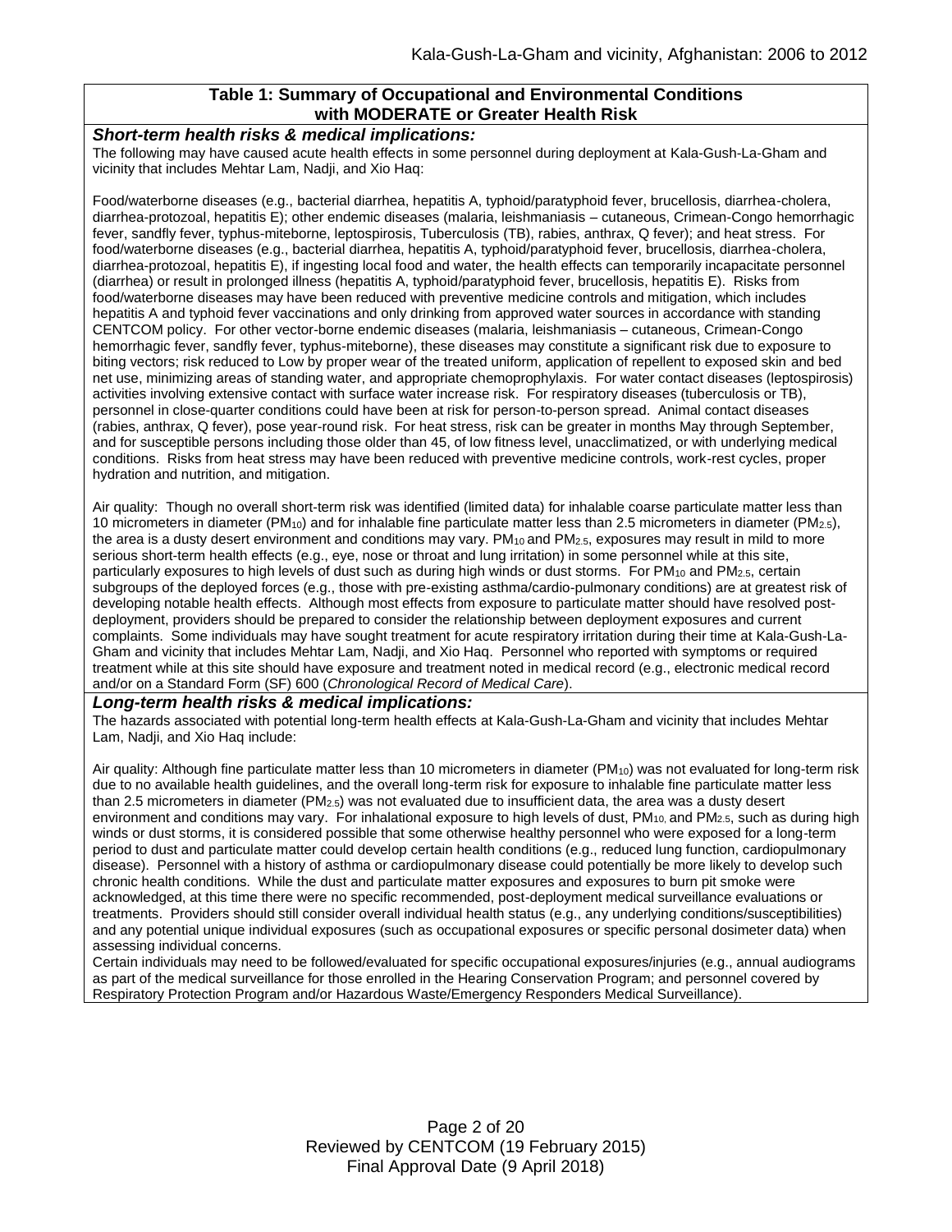## Table 1: Summary of Occupational and Environmental Conditions with MODERATE or Greater Health Risk

### *Short-term health risks & medical implications:*

The following may have caused acute health effects in some personnel during deployment at Kala-Gush-La-Gham and vicinity that includes Mehtar Lam, Nadji, and Xio Haq:

Food/waterborne diseases (e.g., bacterial diarrhea, hepatitis A, typhoid/paratyphoid fever, brucellosis, diarrhea-cholera, diarrhea-protozoal, hepatitis E); other endemic diseases (malaria, leishmaniasis – cutaneous, Crimean-Congo hemorrhagic fever, sandfly fever, typhus-miteborne, leptospirosis, Tuberculosis (TB), rabies, anthrax, Q fever); and heat stress. For food/waterborne diseases (e.g., bacterial diarrhea, hepatitis A, typhoid/paratyphoid fever, brucellosis, diarrhea-cholera, diarrhea-protozoal, hepatitis E), if ingesting local food and water, the health effects can temporarily incapacitate personnel (diarrhea) or result in prolonged illness (hepatitis A, typhoid/paratyphoid fever, brucellosis, hepatitis E). Risks from food/waterborne diseases may have been reduced with preventive medicine controls and mitigation, which includes hepatitis A and typhoid fever vaccinations and only drinking from approved water sources in accordance with standing CENTCOM policy. For other vector-borne endemic diseases (malaria, leishmaniasis – cutaneous, Crimean-Congo hemorrhagic fever, sandfly fever, typhus-miteborne), these diseases may constitute a significant risk due to exposure to biting vectors; risk reduced to Low by proper wear of the treated uniform, application of repellent to exposed skin and bed net use, minimizing areas of standing water, and appropriate chemoprophylaxis. For water contact diseases (leptospirosis) activities involving extensive contact with surface water increase risk. For respiratory diseases (tuberculosis or TB), personnel in close-quarter conditions could have been at risk for person-to-person spread. Animal contact diseases (rabies, anthrax, Q fever), pose year-round risk. For heat stress, risk can be greater in months May through September, and for susceptible persons including those older than 45, of low fitness level, unacclimatized, or with underlying medical conditions. Risks from heat stress may have been reduced with preventive medicine controls, work-rest cycles, proper hydration and nutrition, and mitigation.

Air quality: Though no overall short-term risk was identified (limited data) for inhalable coarse particulate matter less than 10 micrometers in diameter ($PM_{10}$) and for inhalable fine particulate matter less than 2.5 micrometers in diameter ($PM_{2.5}$), the area is a dusty desert environment and conditions may vary. $PM_{10}$ and $PM_{2.5}$, exposures may result in mild to more serious short-term health effects (e.g., eye, nose or throat and lung irritation) in some personnel while at this site, particularly exposures to high levels of dust such as during high winds or dust storms. For $PM_{10}$ and $PM_{2.5}$, certain subgroups of the deployed forces (e.g., those with pre-existing asthma/cardio-pulmonary conditions) are at greatest risk of developing notable health effects. Although most effects from exposure to particulate matter should have resolved post-deployment, providers should be prepared to consider the relationship between deployment exposures and current complaints. Some individuals may have sought treatment for acute respiratory irritation during their time at Kala-Gush-La-Gham and vicinity that includes Mehtar Lam, Nadji, and Xio Haq. Personnel who reported with symptoms or required treatment while at this site should have exposure and treatment noted in medical record (e.g., electronic medical record and/or on a Standard Form (SF) 600 (*Chronological Record of Medical Care*).

### *Long-term health risks & medical implications:*

The hazards associated with potential long-term health effects at Kala-Gush-La-Gham and vicinity that includes Mehtar Lam, Nadji, and Xio Haq include:

Air quality: Although fine particulate matter less than 10 micrometers in diameter ($PM_{10}$) was not evaluated for long-term risk due to no available health guidelines, and the overall long-term risk for exposure to inhalable fine particulate matter less than 2.5 micrometers in diameter ($PM_{2.5}$) was not evaluated due to insufficient data, the area was a dusty desert environment and conditions may vary. For inhalational exposure to high levels of dust, $PM_{10}$ and $PM_{2.5}$, such as during high winds or dust storms, it is considered possible that some otherwise healthy personnel who were exposed for a long-term period to dust and particulate matter could develop certain health conditions (e.g., reduced lung function, cardiopulmonary disease). Personnel with a history of asthma or cardiopulmonary disease could potentially be more likely to develop such chronic health conditions. While the dust and particulate matter exposures and exposures to burn pit smoke were acknowledged, at this time there were no specific recommended, post-deployment medical surveillance evaluations or treatments. Providers should still consider overall individual health status (e.g., any underlying conditions/susceptibilities) and any potential unique individual exposures (such as occupational exposures or specific personal dosimeter data) when assessing individual concerns.

Certain individuals may need to be followed/evaluated for specific occupational exposures/injuries (e.g., annual audiograms as part of the medical surveillance for those enrolled in the Hearing Conservation Program; and personnel covered by Respiratory Protection Program and/or Hazardous Waste/Emergency Responders Medical Surveillance).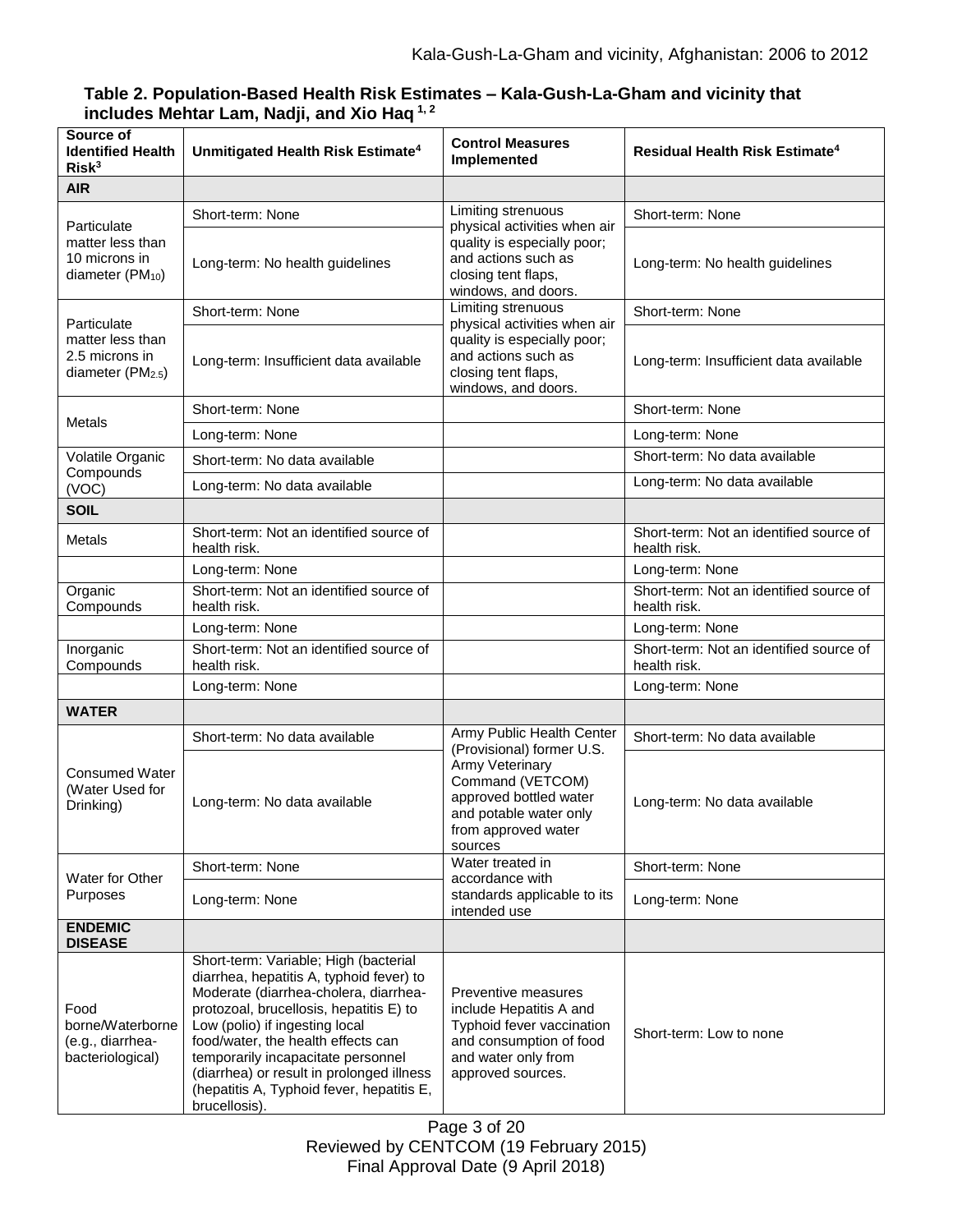**Table 2. Population-Based Health Risk Estimates – Kala-Gush-La-Gham and vicinity that includes Mehtar Lam, Nadji, and Xio Haq [1, 2]**

| Source of Identified Health Risk[3] | Unmitigated Health Risk Estimate[4] | Control Measures Implemented | Residual Health Risk Estimate[4] |
|---|---|---|---|
| **AIR** | | | |
| Particulate matter less than 10 microns in diameter ($PM_{10}$) | Short-term: None | Limiting strenuous physical activities when air quality is especially poor; and actions such as closing tent flaps, windows, and doors. | Short-term: None |
| | Long-term: No health guidelines | | Long-term: No health guidelines |
| Particulate matter less than 2.5 microns in diameter ($PM_{2.5}$) | Short-term: None | Limiting strenuous physical activities when air quality is especially poor; and actions such as closing tent flaps, windows, and doors. | Short-term: None |
| | Long-term: Insufficient data available | | Long-term: Insufficient data available |
| Metals | Short-term: None | | Short-term: None |
| | Long-term: None | | Long-term: None |
| Volatile Organic Compounds (VOC) | Short-term: No data available | | Short-term: No data available |
| | Long-term: No data available | | Long-term: No data available |
| **SOIL** | | | |
| Metals | Short-term: Not an identified source of health risk. | | Short-term: Not an identified source of health risk. |
| | Long-term: None | | Long-term: None |
| Organic Compounds | Short-term: Not an identified source of health risk. | | Short-term: Not an identified source of health risk. |
| | Long-term: None | | Long-term: None |
| Inorganic Compounds | Short-term: Not an identified source of health risk. | | Short-term: Not an identified source of health risk. |
| | Long-term: None | | Long-term: None |
| **WATER** | | | |
| Consumed Water (Water Used for Drinking) | Short-term: No data available | Army Public Health Center (Provisional) former U.S. Army Veterinary Command (VETCOM) approved bottled water and potable water only from approved water sources | Short-term: No data available |
| | Long-term: No data available | | Long-term: No data available |
| Water for Other Purposes | Short-term: None | Water treated in accordance with standards applicable to its intended use | Short-term: None |
| | Long-term: None | | Long-term: None |
| **ENDEMIC DISEASE** | | | |
| Food borne/Waterborne (e.g., diarrhea-bacteriological) | Short-term: Variable; High (bacterial diarrhea, hepatitis A, typhoid fever) to Moderate (diarrhea-cholera, diarrhea-protozoal, brucellosis, hepatitis E) to Low (polio) if ingesting local food/water, the health effects can temporarily incapacitate personnel (diarrhea) or result in prolonged illness (hepatitis A, Typhoid fever, hepatitis E, brucellosis). | Preventive measures include Hepatitis A and Typhoid fever vaccination and consumption of food and water only from approved sources. | Short-term: Low to none |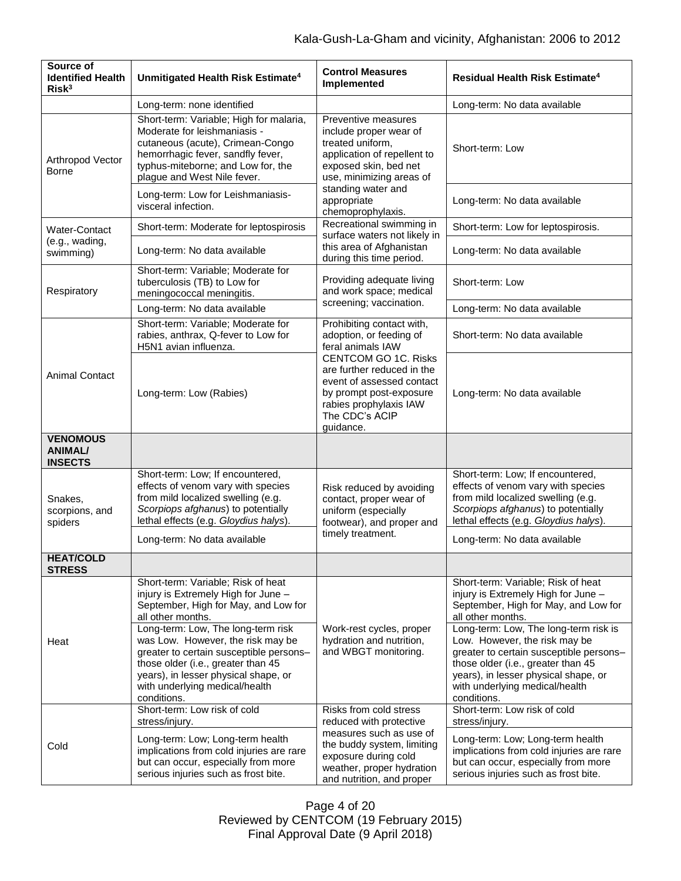| Source of Identified Health Risk[3] | Unmitigated Health Risk Estimate[4] | Control Measures Implemented | Residual Health Risk Estimate[4] |
|---|---|---|---|
| | Long-term: none identified | | Long-term: No data available |
| Arthropod Vector Borne | Short-term: Variable; High for malaria, Moderate for leishmaniasis - cutaneous (acute), Crimean-Congo hemorrhagic fever, sandfly fever, typhus-miteborne; and Low for, the plague and West Nile fever. | Preventive measures include proper wear of treated uniform, application of repellent to exposed skin, bed net use, minimizing areas of standing water and appropriate chemoprophylaxis. | Short-term: Low |
| | Long-term: Low for Leishmaniasis-visceral infection. | | Long-term: No data available |
| Water-Contact (e.g., wading, swimming) | Short-term: Moderate for leptospirosis | Recreational swimming in surface waters not likely in this area of Afghanistan during this time period. | Short-term: Low for leptospirosis. |
| | Long-term: No data available | | Long-term: No data available |
| Respiratory | Short-term: Variable; Moderate for tuberculosis (TB) to Low for meningococcal meningitis. | Providing adequate living and work space; medical screening; vaccination. | Short-term: Low |
| | Long-term: No data available | | Long-term: No data available |
| Animal Contact | Short-term: Variable; Moderate for rabies, anthrax, Q-fever to Low for H5N1 avian influenza. | Prohibiting contact with, adoption, or feeding of feral animals IAW CENTCOM GO 1C. Risks are further reduced in the event of assessed contact by prompt post-exposure rabies prophylaxis IAW The CDC's ACIP guidance. | Short-term: No data available |
| | Long-term: Low (Rabies) | | Long-term: No data available |
| **VENOMOUS ANIMAL/ INSECTS** | | | |
| Snakes, scorpions, and spiders | Short-term: Low; If encountered, effects of venom vary with species from mild localized swelling (e.g. *Scorpiops afghanus*) to potentially lethal effects (e.g. *Gloydius halys*). | Risk reduced by avoiding contact, proper wear of uniform (especially footwear), and proper and timely treatment. | Short-term: Low; If encountered, effects of venom vary with species from mild localized swelling (e.g. *Scorpiops afghanus*) to potentially lethal effects (e.g. *Gloydius halys*). |
| | Long-term: No data available | | Long-term: No data available |
| **HEAT/COLD STRESS** | | | |
| Heat | Short-term: Variable; Risk of heat injury is Extremely High for June – September, High for May, and Low for all other months. | Work-rest cycles, proper hydration and nutrition, and WBGT monitoring. | Short-term: Variable; Risk of heat injury is Extremely High for June – September, High for May, and Low for all other months. |
| | Long-term: Low, The long-term risk was Low. However, the risk may be greater to certain susceptible persons–those older (i.e., greater than 45 years), in lesser physical shape, or with underlying medical/health conditions. | | Long-term: Low, The long-term risk is Low. However, the risk may be greater to certain susceptible persons–those older (i.e., greater than 45 years), in lesser physical shape, or with underlying medical/health conditions. |
| Cold | Short-term: Low risk of cold stress/injury. | Risks from cold stress reduced with protective measures such as use of the buddy system, limiting exposure during cold weather, proper hydration and nutrition, and proper | Short-term: Low risk of cold stress/injury. |
| | Long-term: Low; Long-term health implications from cold injuries are rare but can occur, especially from more serious injuries such as frost bite. | | Long-term: Low; Long-term health implications from cold injuries are rare but can occur, especially from more serious injuries such as frost bite. |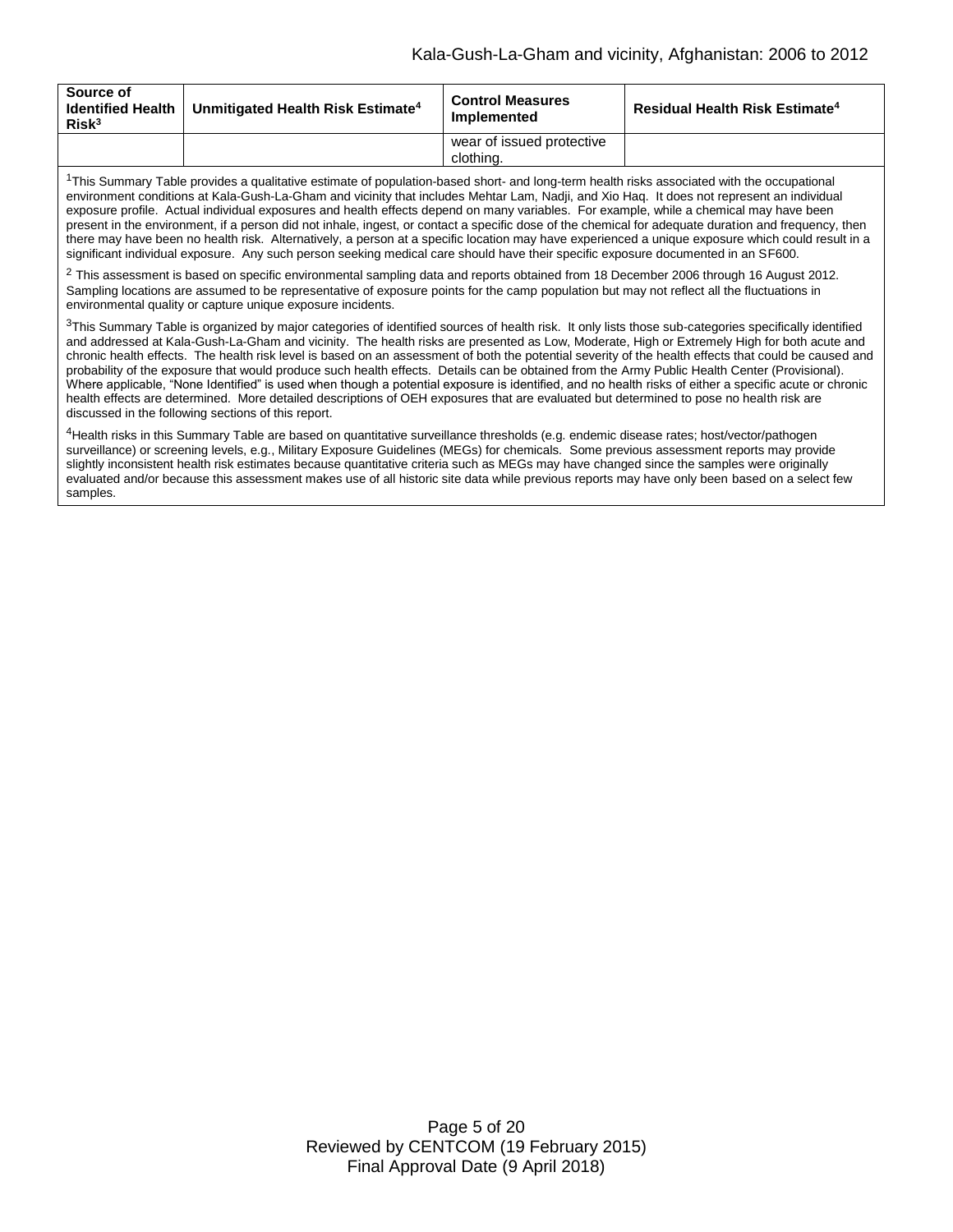| Source of Identified Health Risk[3] | Unmitigated Health Risk Estimate[4] | Control Measures Implemented | Residual Health Risk Estimate[4] |
|---|---|---|---|
| | | wear of issued protective clothing. | |

[1]This Summary Table provides a qualitative estimate of population-based short- and long-term health risks associated with the occupational environment conditions at Kala-Gush-La-Gham and vicinity that includes Mehtar Lam, Nadji, and Xio Haq. It does not represent an individual exposure profile. Actual individual exposures and health effects depend on many variables. For example, while a chemical may have been present in the environment, if a person did not inhale, ingest, or contact a specific dose of the chemical for adequate duration and frequency, then there may have been no health risk. Alternatively, a person at a specific location may have experienced a unique exposure which could result in a significant individual exposure. Any such person seeking medical care should have their specific exposure documented in an SF600.

[2] This assessment is based on specific environmental sampling data and reports obtained from 18 December 2006 through 16 August 2012. Sampling locations are assumed to be representative of exposure points for the camp population but may not reflect all the fluctuations in environmental quality or capture unique exposure incidents.

[3]This Summary Table is organized by major categories of identified sources of health risk. It only lists those sub-categories specifically identified and addressed at Kala-Gush-La-Gham and vicinity. The health risks are presented as Low, Moderate, High or Extremely High for both acute and chronic health effects. The health risk level is based on an assessment of both the potential severity of the health effects that could be caused and probability of the exposure that would produce such health effects. Details can be obtained from the Army Public Health Center (Provisional). Where applicable, "None Identified" is used when though a potential exposure is identified, and no health risks of either a specific acute or chronic health effects are determined. More detailed descriptions of OEH exposures that are evaluated but determined to pose no health risk are discussed in the following sections of this report.

[4]Health risks in this Summary Table are based on quantitative surveillance thresholds (e.g. endemic disease rates; host/vector/pathogen surveillance) or screening levels, e.g., Military Exposure Guidelines (MEGs) for chemicals. Some previous assessment reports may provide slightly inconsistent health risk estimates because quantitative criteria such as MEGs may have changed since the samples were originally evaluated and/or because this assessment makes use of all historic site data while previous reports may have only been based on a select few samples.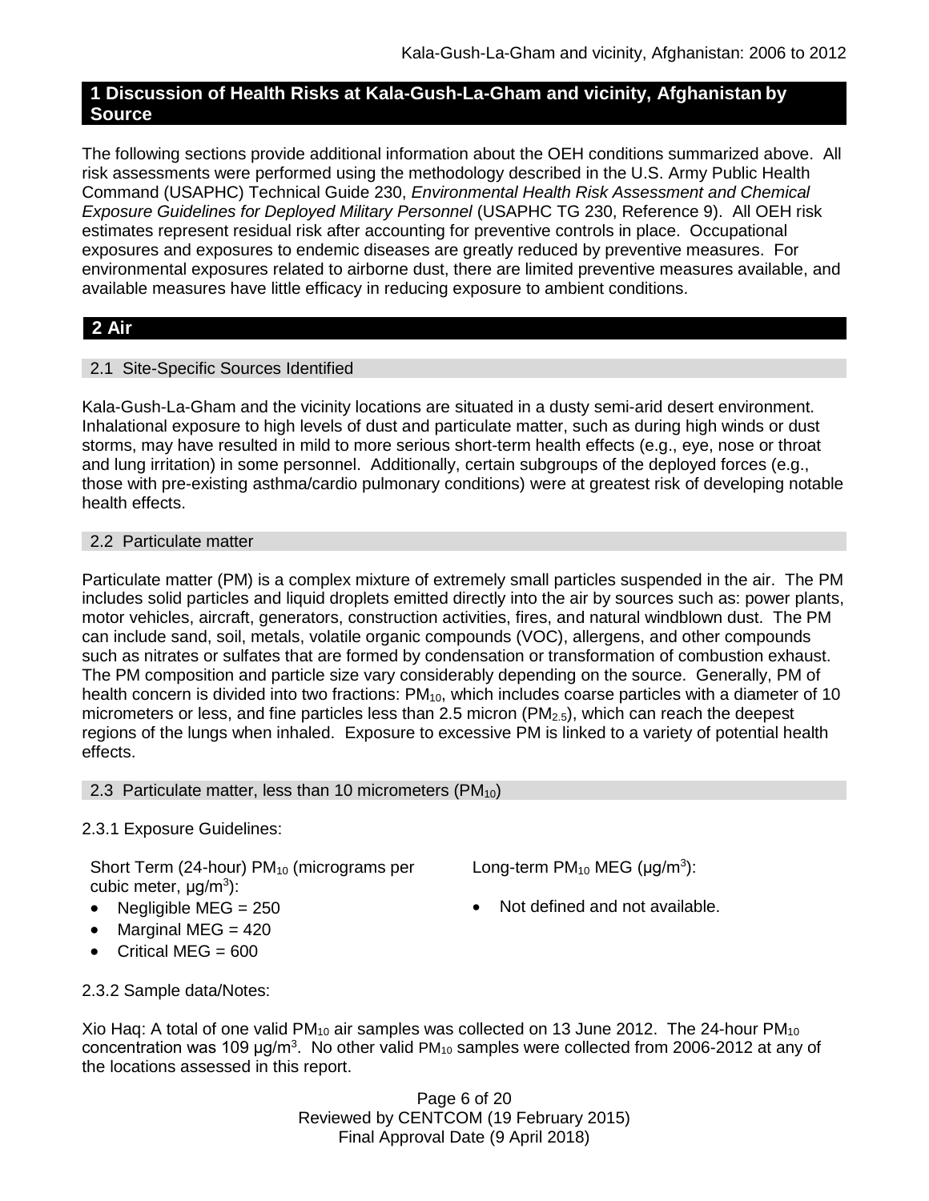## 1 Discussion of Health Risks at Kala-Gush-La-Gham and vicinity, Afghanistan by Source

The following sections provide additional information about the OEH conditions summarized above. All risk assessments were performed using the methodology described in the U.S. Army Public Health Command (USAPHC) Technical Guide 230, *Environmental Health Risk Assessment and Chemical Exposure Guidelines for Deployed Military Personnel* (USAPHC TG 230, Reference 9). All OEH risk estimates represent residual risk after accounting for preventive controls in place. Occupational exposures and exposures to endemic diseases are greatly reduced by preventive measures. For environmental exposures related to airborne dust, there are limited preventive measures available, and available measures have little efficacy in reducing exposure to ambient conditions.

## 2 Air

### 2.1 Site-Specific Sources Identified

Kala-Gush-La-Gham and the vicinity locations are situated in a dusty semi-arid desert environment. Inhalational exposure to high levels of dust and particulate matter, such as during high winds or dust storms, may have resulted in mild to more serious short-term health effects (e.g., eye, nose or throat and lung irritation) in some personnel. Additionally, certain subgroups of the deployed forces (e.g., those with pre-existing asthma/cardio pulmonary conditions) were at greatest risk of developing notable health effects.

### 2.2 Particulate matter

Particulate matter (PM) is a complex mixture of extremely small particles suspended in the air. The PM includes solid particles and liquid droplets emitted directly into the air by sources such as: power plants, motor vehicles, aircraft, generators, construction activities, fires, and natural windblown dust. The PM can include sand, soil, metals, volatile organic compounds (VOC), allergens, and other compounds such as nitrates or sulfates that are formed by condensation or transformation of combustion exhaust. The PM composition and particle size vary considerably depending on the source. Generally, PM of health concern is divided into two fractions: $PM_{10}$, which includes coarse particles with a diameter of 10 micrometers or less, and fine particles less than 2.5 micron ($PM_{2.5}$), which can reach the deepest regions of the lungs when inhaled. Exposure to excessive PM is linked to a variety of potential health effects.

### 2.3 Particulate matter, less than 10 micrometers ($PM_{10}$)

2.3.1 Exposure Guidelines:

Short Term (24-hour) $PM_{10}$ (micrograms per cubic meter, $\mu g/m^3$):

- Negligible MEG = 250
- Marginal MEG = 420
- Critical MEG = 600

Long-term $PM_{10}$ MEG ($\mu g/m^3$):

- Not defined and not available.

2.3.2 Sample data/Notes:

Xio Haq: A total of one valid $PM_{10}$ air samples was collected on 13 June 2012. The 24-hour $PM_{10}$ concentration was 109 $\mu g/m^3$. No other valid $PM_{10}$ samples were collected from 2006-2012 at any of the locations assessed in this report.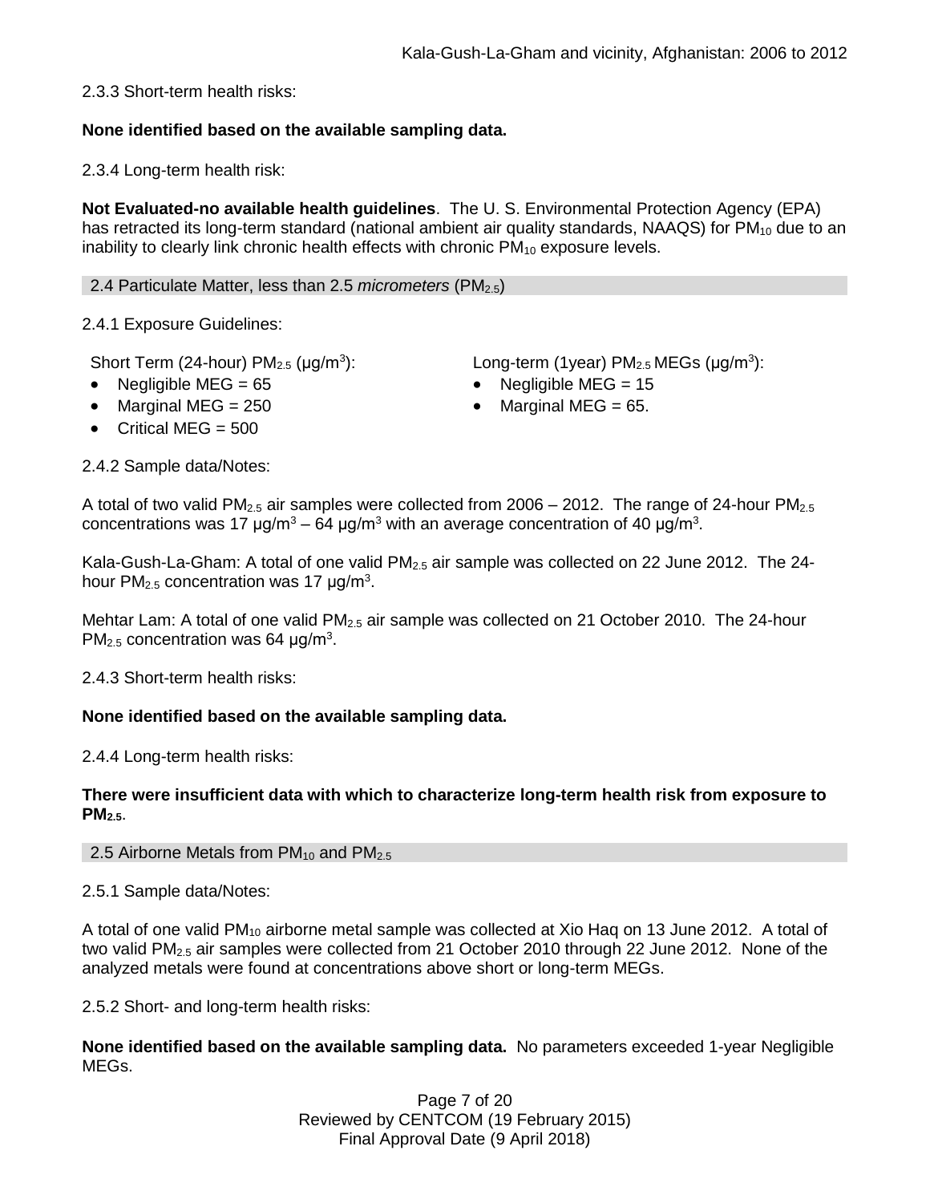2.3.3 Short-term health risks:

**None identified based on the available sampling data.**

2.3.4 Long-term health risk:

**Not Evaluated-no available health guidelines**. The U. S. Environmental Protection Agency (EPA) has retracted its long-term standard (national ambient air quality standards, NAAQS) for $PM_{10}$ due to an inability to clearly link chronic health effects with chronic $PM_{10}$ exposure levels.

## 2.4 Particulate Matter, less than 2.5 *micrometers* ($PM_{2.5}$)

2.4.1 Exposure Guidelines:

Short Term (24-hour) $PM_{2.5}$ (µg/m$^3$):

- Negligible MEG = 65
- Marginal MEG = 250
- Critical MEG = 500

Long-term (1year) $PM_{2.5}$ MEGs (µg/m$^3$):

- Negligible MEG = 15
- Marginal MEG = 65.

2.4.2 Sample data/Notes:

A total of two valid $PM_{2.5}$ air samples were collected from 2006 – 2012. The range of 24-hour $PM_{2.5}$ concentrations was 17 µg/m$^3$ – 64 µg/m$^3$ with an average concentration of 40 µg/m$^3$.

Kala-Gush-La-Gham: A total of one valid $PM_{2.5}$ air sample was collected on 22 June 2012. The 24-hour $PM_{2.5}$ concentration was 17 µg/m$^3$.

Mehtar Lam: A total of one valid $PM_{2.5}$ air sample was collected on 21 October 2010. The 24-hour $PM_{2.5}$ concentration was 64 µg/m$^3$.

2.4.3 Short-term health risks:

**None identified based on the available sampling data.**

2.4.4 Long-term health risks:

**There were insufficient data with which to characterize long-term health risk from exposure to $PM_{2.5}$.**

## 2.5 Airborne Metals from $PM_{10}$ and $PM_{2.5}$

2.5.1 Sample data/Notes:

A total of one valid $PM_{10}$ airborne metal sample was collected at Xio Haq on 13 June 2012. A total of two valid $PM_{2.5}$ air samples were collected from 21 October 2010 through 22 June 2012. None of the analyzed metals were found at concentrations above short or long-term MEGs.

2.5.2 Short- and long-term health risks:

**None identified based on the available sampling data.** No parameters exceeded 1-year Negligible MEGs.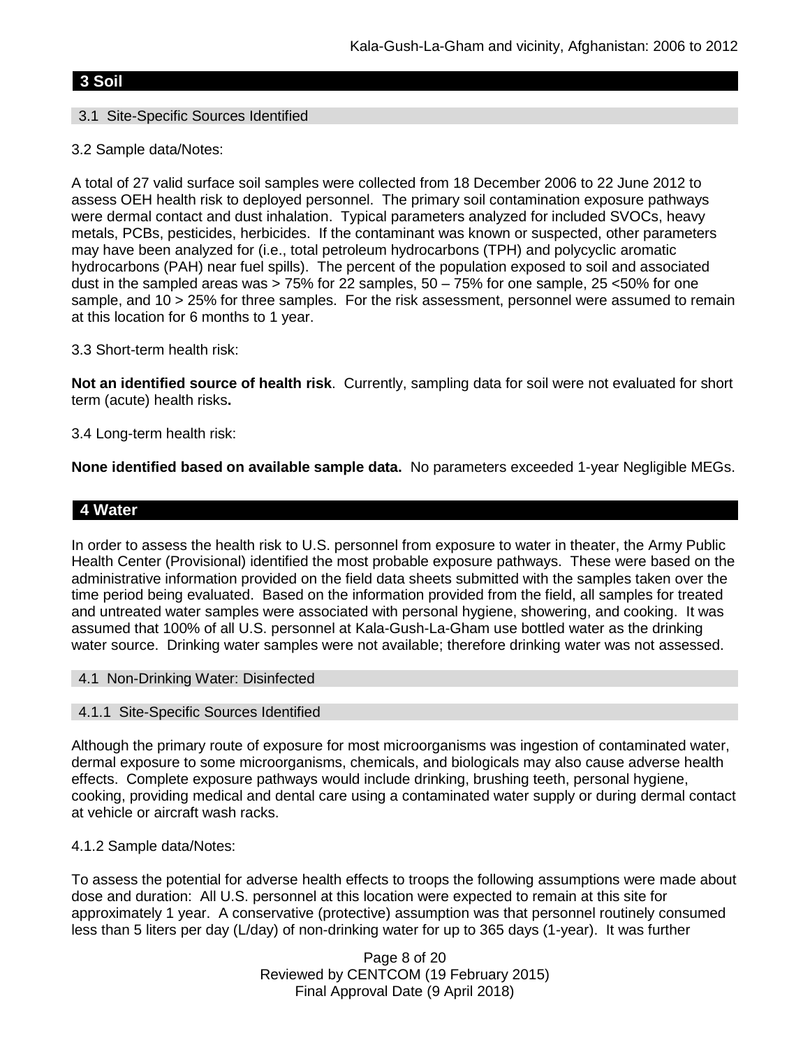## 3 Soil

### 3.1 Site-Specific Sources Identified

3.2 Sample data/Notes:

A total of 27 valid surface soil samples were collected from 18 December 2006 to 22 June 2012 to assess OEH health risk to deployed personnel. The primary soil contamination exposure pathways were dermal contact and dust inhalation. Typical parameters analyzed for included SVOCs, heavy metals, PCBs, pesticides, herbicides. If the contaminant was known or suspected, other parameters may have been analyzed for (i.e., total petroleum hydrocarbons (TPH) and polycyclic aromatic hydrocarbons (PAH) near fuel spills). The percent of the population exposed to soil and associated dust in the sampled areas was > 75% for 22 samples, 50 – 75% for one sample, 25 <50% for one sample, and 10 > 25% for three samples. For the risk assessment, personnel were assumed to remain at this location for 6 months to 1 year.

3.3 Short-term health risk:

**Not an identified source of health risk**. Currently, sampling data for soil were not evaluated for short term (acute) health risks**.**

3.4 Long-term health risk:

**None identified based on available sample data.** No parameters exceeded 1-year Negligible MEGs.

## 4 Water

In order to assess the health risk to U.S. personnel from exposure to water in theater, the Army Public Health Center (Provisional) identified the most probable exposure pathways. These were based on the administrative information provided on the field data sheets submitted with the samples taken over the time period being evaluated. Based on the information provided from the field, all samples for treated and untreated water samples were associated with personal hygiene, showering, and cooking. It was assumed that 100% of all U.S. personnel at Kala-Gush-La-Gham use bottled water as the drinking water source. Drinking water samples were not available; therefore drinking water was not assessed.

### 4.1 Non-Drinking Water: Disinfected

#### 4.1.1 Site-Specific Sources Identified

Although the primary route of exposure for most microorganisms was ingestion of contaminated water, dermal exposure to some microorganisms, chemicals, and biologicals may also cause adverse health effects. Complete exposure pathways would include drinking, brushing teeth, personal hygiene, cooking, providing medical and dental care using a contaminated water supply or during dermal contact at vehicle or aircraft wash racks.

4.1.2 Sample data/Notes:

To assess the potential for adverse health effects to troops the following assumptions were made about dose and duration: All U.S. personnel at this location were expected to remain at this site for approximately 1 year. A conservative (protective) assumption was that personnel routinely consumed less than 5 liters per day (L/day) of non-drinking water for up to 365 days (1-year). It was further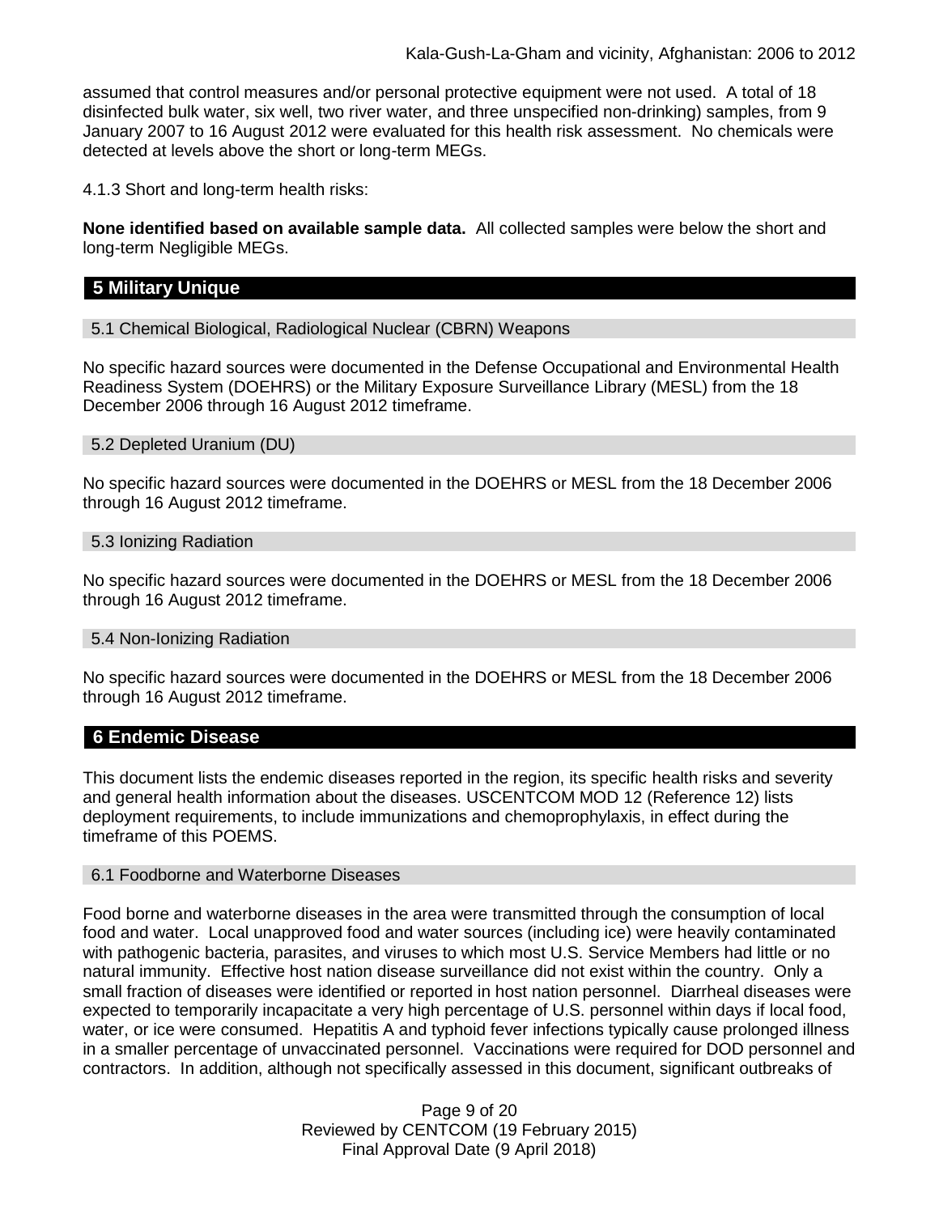assumed that control measures and/or personal protective equipment were not used. A total of 18 disinfected bulk water, six well, two river water, and three unspecified non-drinking) samples, from 9 January 2007 to 16 August 2012 were evaluated for this health risk assessment. No chemicals were detected at levels above the short or long-term MEGs.

4.1.3 Short and long-term health risks:

**None identified based on available sample data.** All collected samples were below the short and long-term Negligible MEGs.

## 5 Military Unique

### 5.1 Chemical Biological, Radiological Nuclear (CBRN) Weapons

No specific hazard sources were documented in the Defense Occupational and Environmental Health Readiness System (DOEHRS) or the Military Exposure Surveillance Library (MESL) from the 18 December 2006 through 16 August 2012 timeframe.

### 5.2 Depleted Uranium (DU)

No specific hazard sources were documented in the DOEHRS or MESL from the 18 December 2006 through 16 August 2012 timeframe.

### 5.3 Ionizing Radiation

No specific hazard sources were documented in the DOEHRS or MESL from the 18 December 2006 through 16 August 2012 timeframe.

### 5.4 Non-Ionizing Radiation

No specific hazard sources were documented in the DOEHRS or MESL from the 18 December 2006 through 16 August 2012 timeframe.

## 6 Endemic Disease

This document lists the endemic diseases reported in the region, its specific health risks and severity and general health information about the diseases. USCENTCOM MOD 12 (Reference 12) lists deployment requirements, to include immunizations and chemoprophylaxis, in effect during the timeframe of this POEMS.

### 6.1 Foodborne and Waterborne Diseases

Food borne and waterborne diseases in the area were transmitted through the consumption of local food and water. Local unapproved food and water sources (including ice) were heavily contaminated with pathogenic bacteria, parasites, and viruses to which most U.S. Service Members had little or no natural immunity. Effective host nation disease surveillance did not exist within the country. Only a small fraction of diseases were identified or reported in host nation personnel. Diarrheal diseases were expected to temporarily incapacitate a very high percentage of U.S. personnel within days if local food, water, or ice were consumed. Hepatitis A and typhoid fever infections typically cause prolonged illness in a smaller percentage of unvaccinated personnel. Vaccinations were required for DOD personnel and contractors. In addition, although not specifically assessed in this document, significant outbreaks of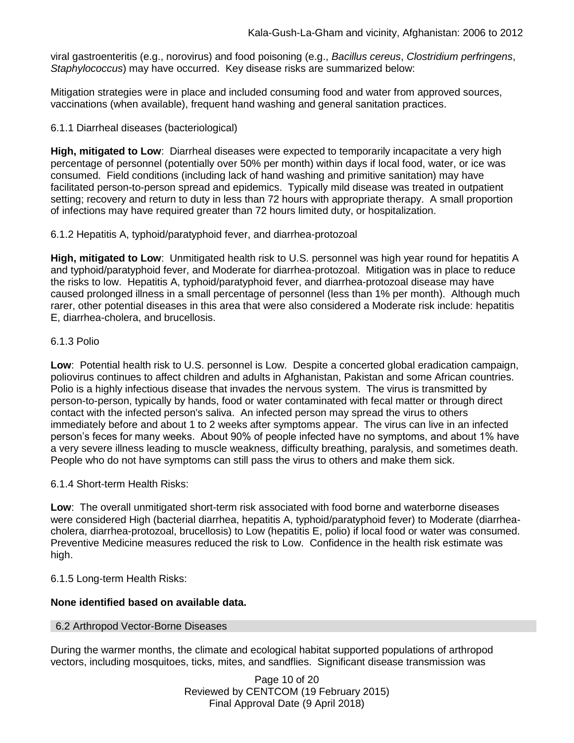viral gastroenteritis (e.g., norovirus) and food poisoning (e.g., *Bacillus cereus*, *Clostridium perfringens*, *Staphylococcus*) may have occurred. Key disease risks are summarized below:

Mitigation strategies were in place and included consuming food and water from approved sources, vaccinations (when available), frequent hand washing and general sanitation practices.

#### 6.1.1 Diarrheal diseases (bacteriological)

**High, mitigated to Low**: Diarrheal diseases were expected to temporarily incapacitate a very high percentage of personnel (potentially over 50% per month) within days if local food, water, or ice was consumed. Field conditions (including lack of hand washing and primitive sanitation) may have facilitated person-to-person spread and epidemics. Typically mild disease was treated in outpatient setting; recovery and return to duty in less than 72 hours with appropriate therapy. A small proportion of infections may have required greater than 72 hours limited duty, or hospitalization.

#### 6.1.2 Hepatitis A, typhoid/paratyphoid fever, and diarrhea-protozoal

**High, mitigated to Low**: Unmitigated health risk to U.S. personnel was high year round for hepatitis A and typhoid/paratyphoid fever, and Moderate for diarrhea-protozoal. Mitigation was in place to reduce the risks to low. Hepatitis A, typhoid/paratyphoid fever, and diarrhea-protozoal disease may have caused prolonged illness in a small percentage of personnel (less than 1% per month). Although much rarer, other potential diseases in this area that were also considered a Moderate risk include: hepatitis E, diarrhea-cholera, and brucellosis.

#### 6.1.3 Polio

**Low**: Potential health risk to U.S. personnel is Low. Despite a concerted global eradication campaign, poliovirus continues to affect children and adults in Afghanistan, Pakistan and some African countries. Polio is a highly infectious disease that invades the nervous system. The virus is transmitted by person-to-person, typically by hands, food or water contaminated with fecal matter or through direct contact with the infected person's saliva. An infected person may spread the virus to others immediately before and about 1 to 2 weeks after symptoms appear. The virus can live in an infected person's feces for many weeks. About 90% of people infected have no symptoms, and about 1% have a very severe illness leading to muscle weakness, difficulty breathing, paralysis, and sometimes death. People who do not have symptoms can still pass the virus to others and make them sick.

#### 6.1.4 Short-term Health Risks:

**Low**: The overall unmitigated short-term risk associated with food borne and waterborne diseases were considered High (bacterial diarrhea, hepatitis A, typhoid/paratyphoid fever) to Moderate (diarrhea-cholera, diarrhea-protozoal, brucellosis) to Low (hepatitis E, polio) if local food or water was consumed. Preventive Medicine measures reduced the risk to Low. Confidence in the health risk estimate was high.

#### 6.1.5 Long-term Health Risks:

**None identified based on available data.**

### 6.2 Arthropod Vector-Borne Diseases

During the warmer months, the climate and ecological habitat supported populations of arthropod vectors, including mosquitoes, ticks, mites, and sandflies. Significant disease transmission was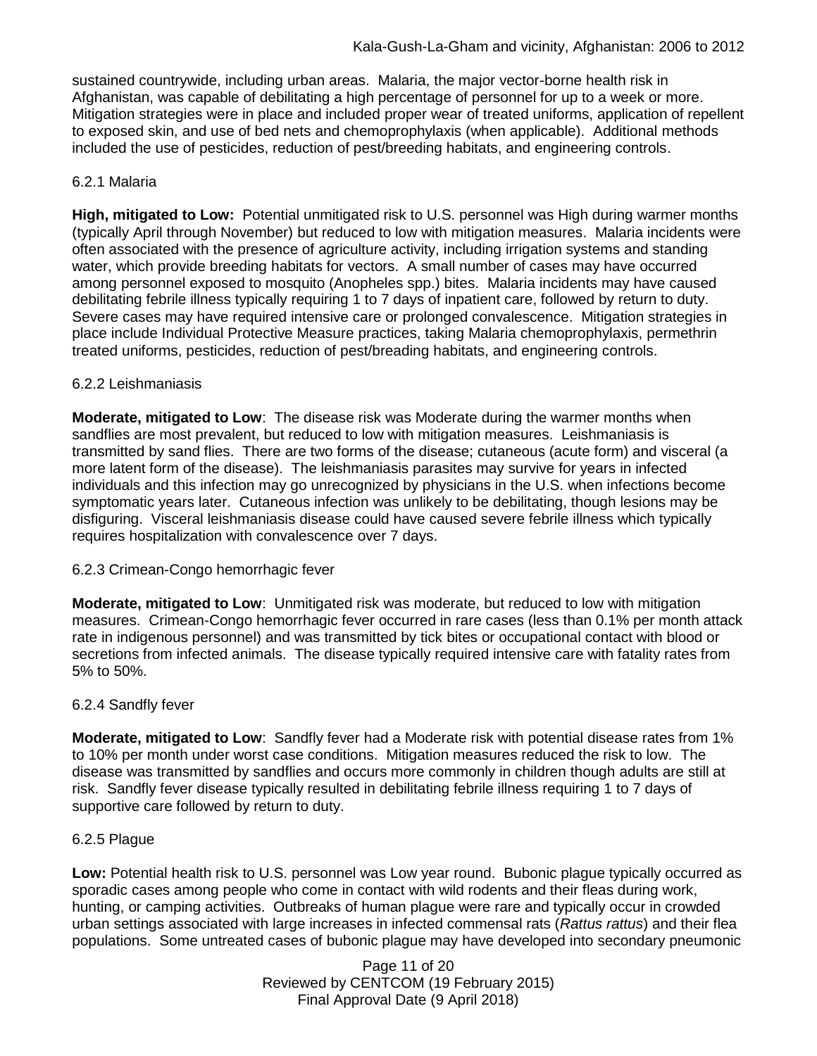sustained countrywide, including urban areas. Malaria, the major vector-borne health risk in Afghanistan, was capable of debilitating a high percentage of personnel for up to a week or more. Mitigation strategies were in place and included proper wear of treated uniforms, application of repellent to exposed skin, and use of bed nets and chemoprophylaxis (when applicable). Additional methods included the use of pesticides, reduction of pest/breeding habitats, and engineering controls.

### 6.2.1 Malaria

**High, mitigated to Low:** Potential unmitigated risk to U.S. personnel was High during warmer months (typically April through November) but reduced to low with mitigation measures. Malaria incidents were often associated with the presence of agriculture activity, including irrigation systems and standing water, which provide breeding habitats for vectors. A small number of cases may have occurred among personnel exposed to mosquito (Anopheles spp.) bites. Malaria incidents may have caused debilitating febrile illness typically requiring 1 to 7 days of inpatient care, followed by return to duty. Severe cases may have required intensive care or prolonged convalescence. Mitigation strategies in place include Individual Protective Measure practices, taking Malaria chemoprophylaxis, permethrin treated uniforms, pesticides, reduction of pest/breading habitats, and engineering controls.

### 6.2.2 Leishmaniasis

**Moderate, mitigated to Low**: The disease risk was Moderate during the warmer months when sandflies are most prevalent, but reduced to low with mitigation measures. Leishmaniasis is transmitted by sand flies. There are two forms of the disease; cutaneous (acute form) and visceral (a more latent form of the disease). The leishmaniasis parasites may survive for years in infected individuals and this infection may go unrecognized by physicians in the U.S. when infections become symptomatic years later. Cutaneous infection was unlikely to be debilitating, though lesions may be disfiguring. Visceral leishmaniasis disease could have caused severe febrile illness which typically requires hospitalization with convalescence over 7 days.

### 6.2.3 Crimean-Congo hemorrhagic fever

**Moderate, mitigated to Low**: Unmitigated risk was moderate, but reduced to low with mitigation measures. Crimean-Congo hemorrhagic fever occurred in rare cases (less than 0.1% per month attack rate in indigenous personnel) and was transmitted by tick bites or occupational contact with blood or secretions from infected animals. The disease typically required intensive care with fatality rates from 5% to 50%.

### 6.2.4 Sandfly fever

**Moderate, mitigated to Low**: Sandfly fever had a Moderate risk with potential disease rates from 1% to 10% per month under worst case conditions. Mitigation measures reduced the risk to low. The disease was transmitted by sandflies and occurs more commonly in children though adults are still at risk. Sandfly fever disease typically resulted in debilitating febrile illness requiring 1 to 7 days of supportive care followed by return to duty.

### 6.2.5 Plague

**Low:** Potential health risk to U.S. personnel was Low year round. Bubonic plague typically occurred as sporadic cases among people who come in contact with wild rodents and their fleas during work, hunting, or camping activities. Outbreaks of human plague were rare and typically occur in crowded urban settings associated with large increases in infected commensal rats (*Rattus rattus*) and their flea populations. Some untreated cases of bubonic plague may have developed into secondary pneumonic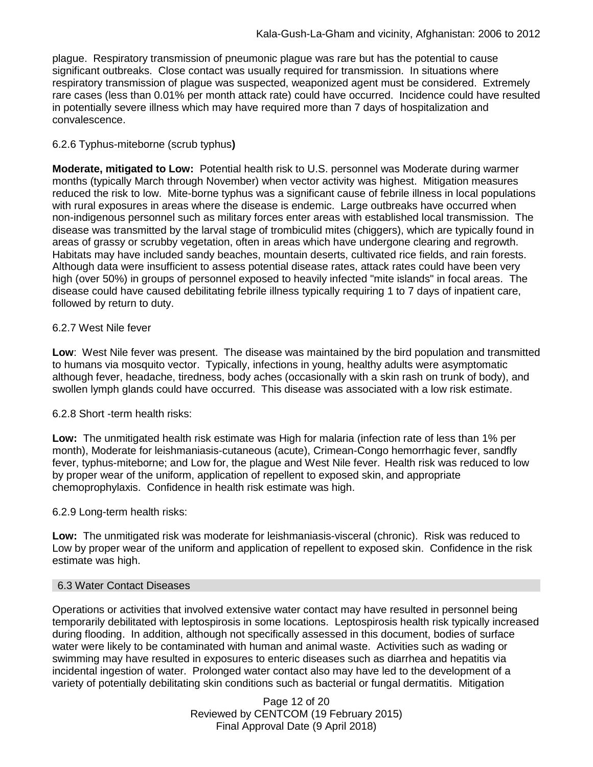plague. Respiratory transmission of pneumonic plague was rare but has the potential to cause significant outbreaks. Close contact was usually required for transmission. In situations where respiratory transmission of plague was suspected, weaponized agent must be considered. Extremely rare cases (less than 0.01% per month attack rate) could have occurred. Incidence could have resulted in potentially severe illness which may have required more than 7 days of hospitalization and convalescence.

6.2.6 Typhus-miteborne (scrub typhus**)**

**Moderate, mitigated to Low:** Potential health risk to U.S. personnel was Moderate during warmer months (typically March through November) when vector activity was highest. Mitigation measures reduced the risk to low. Mite-borne typhus was a significant cause of febrile illness in local populations with rural exposures in areas where the disease is endemic. Large outbreaks have occurred when non-indigenous personnel such as military forces enter areas with established local transmission. The disease was transmitted by the larval stage of trombiculid mites (chiggers), which are typically found in areas of grassy or scrubby vegetation, often in areas which have undergone clearing and regrowth. Habitats may have included sandy beaches, mountain deserts, cultivated rice fields, and rain forests. Although data were insufficient to assess potential disease rates, attack rates could have been very high (over 50%) in groups of personnel exposed to heavily infected "mite islands" in focal areas. The disease could have caused debilitating febrile illness typically requiring 1 to 7 days of inpatient care, followed by return to duty.

6.2.7 West Nile fever

**Low**: West Nile fever was present. The disease was maintained by the bird population and transmitted to humans via mosquito vector. Typically, infections in young, healthy adults were asymptomatic although fever, headache, tiredness, body aches (occasionally with a skin rash on trunk of body), and swollen lymph glands could have occurred. This disease was associated with a low risk estimate.

6.2.8 Short -term health risks:

**Low:** The unmitigated health risk estimate was High for malaria (infection rate of less than 1% per month), Moderate for leishmaniasis-cutaneous (acute), Crimean-Congo hemorrhagic fever, sandfly fever, typhus-miteborne; and Low for, the plague and West Nile fever. Health risk was reduced to low by proper wear of the uniform, application of repellent to exposed skin, and appropriate chemoprophylaxis. Confidence in health risk estimate was high.

6.2.9 Long-term health risks:

**Low:** The unmitigated risk was moderate for leishmaniasis-visceral (chronic). Risk was reduced to Low by proper wear of the uniform and application of repellent to exposed skin. Confidence in the risk estimate was high.

## 6.3 Water Contact Diseases

Operations or activities that involved extensive water contact may have resulted in personnel being temporarily debilitated with leptospirosis in some locations. Leptospirosis health risk typically increased during flooding. In addition, although not specifically assessed in this document, bodies of surface water were likely to be contaminated with human and animal waste. Activities such as wading or swimming may have resulted in exposures to enteric diseases such as diarrhea and hepatitis via incidental ingestion of water. Prolonged water contact also may have led to the development of a variety of potentially debilitating skin conditions such as bacterial or fungal dermatitis. Mitigation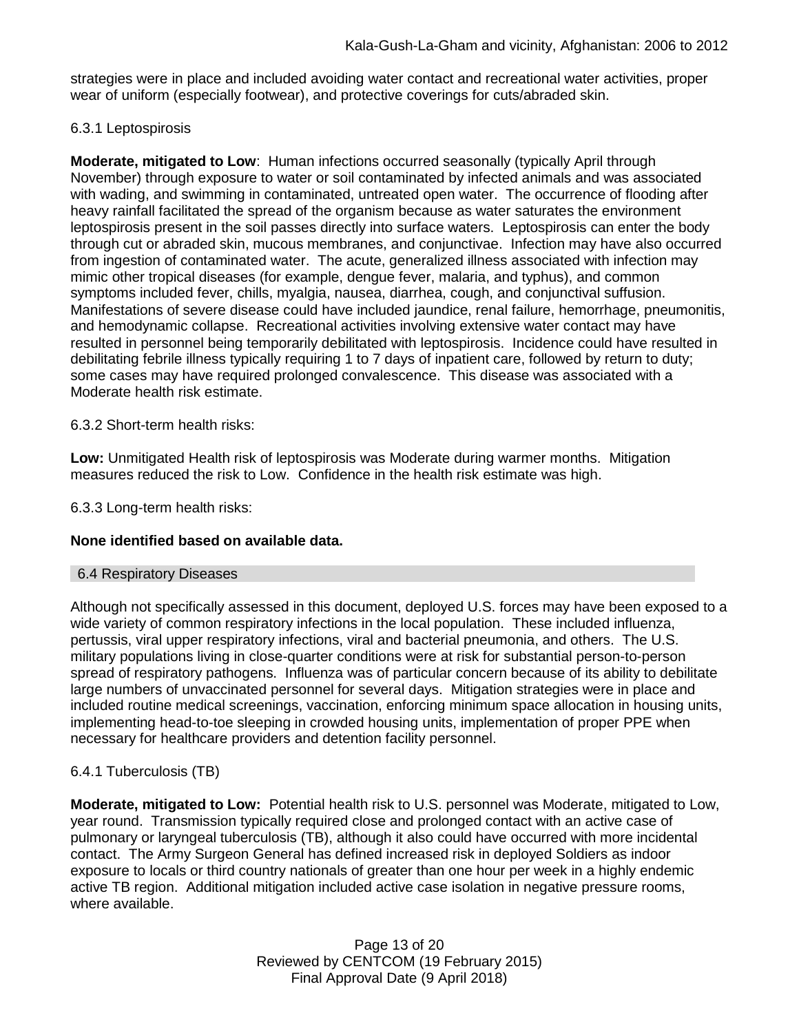strategies were in place and included avoiding water contact and recreational water activities, proper wear of uniform (especially footwear), and protective coverings for cuts/abraded skin.

#### 6.3.1 Leptospirosis

**Moderate, mitigated to Low**: Human infections occurred seasonally (typically April through November) through exposure to water or soil contaminated by infected animals and was associated with wading, and swimming in contaminated, untreated open water. The occurrence of flooding after heavy rainfall facilitated the spread of the organism because as water saturates the environment leptospirosis present in the soil passes directly into surface waters. Leptospirosis can enter the body through cut or abraded skin, mucous membranes, and conjunctivae. Infection may have also occurred from ingestion of contaminated water. The acute, generalized illness associated with infection may mimic other tropical diseases (for example, dengue fever, malaria, and typhus), and common symptoms included fever, chills, myalgia, nausea, diarrhea, cough, and conjunctival suffusion. Manifestations of severe disease could have included jaundice, renal failure, hemorrhage, pneumonitis, and hemodynamic collapse. Recreational activities involving extensive water contact may have resulted in personnel being temporarily debilitated with leptospirosis. Incidence could have resulted in debilitating febrile illness typically requiring 1 to 7 days of inpatient care, followed by return to duty; some cases may have required prolonged convalescence. This disease was associated with a Moderate health risk estimate.

#### 6.3.2 Short-term health risks:

**Low:** Unmitigated Health risk of leptospirosis was Moderate during warmer months. Mitigation measures reduced the risk to Low. Confidence in the health risk estimate was high.

#### 6.3.3 Long-term health risks:

**None identified based on available data.**

### 6.4 Respiratory Diseases

Although not specifically assessed in this document, deployed U.S. forces may have been exposed to a wide variety of common respiratory infections in the local population. These included influenza, pertussis, viral upper respiratory infections, viral and bacterial pneumonia, and others. The U.S. military populations living in close-quarter conditions were at risk for substantial person-to-person spread of respiratory pathogens. Influenza was of particular concern because of its ability to debilitate large numbers of unvaccinated personnel for several days. Mitigation strategies were in place and included routine medical screenings, vaccination, enforcing minimum space allocation in housing units, implementing head-to-toe sleeping in crowded housing units, implementation of proper PPE when necessary for healthcare providers and detention facility personnel.

#### 6.4.1 Tuberculosis (TB)

**Moderate, mitigated to Low:** Potential health risk to U.S. personnel was Moderate, mitigated to Low, year round. Transmission typically required close and prolonged contact with an active case of pulmonary or laryngeal tuberculosis (TB), although it also could have occurred with more incidental contact. The Army Surgeon General has defined increased risk in deployed Soldiers as indoor exposure to locals or third country nationals of greater than one hour per week in a highly endemic active TB region. Additional mitigation included active case isolation in negative pressure rooms, where available.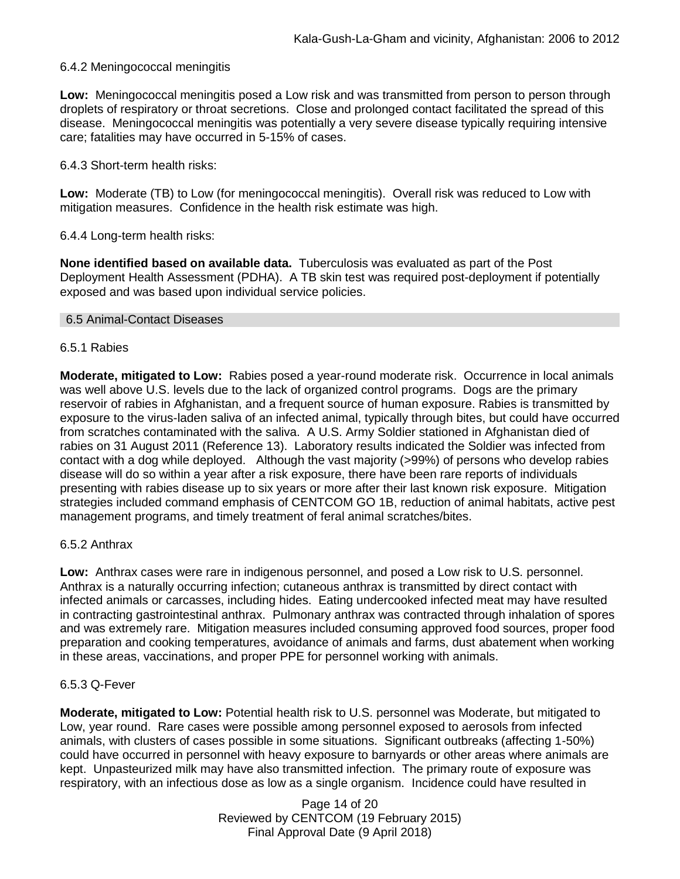6.4.2 Meningococcal meningitis

**Low:** Meningococcal meningitis posed a Low risk and was transmitted from person to person through droplets of respiratory or throat secretions. Close and prolonged contact facilitated the spread of this disease. Meningococcal meningitis was potentially a very severe disease typically requiring intensive care; fatalities may have occurred in 5-15% of cases.

6.4.3 Short-term health risks:

**Low:** Moderate (TB) to Low (for meningococcal meningitis). Overall risk was reduced to Low with mitigation measures. Confidence in the health risk estimate was high.

6.4.4 Long-term health risks:

**None identified based on available data.** Tuberculosis was evaluated as part of the Post Deployment Health Assessment (PDHA). A TB skin test was required post-deployment if potentially exposed and was based upon individual service policies.

## 6.5 Animal-Contact Diseases

6.5.1 Rabies

**Moderate, mitigated to Low:** Rabies posed a year-round moderate risk. Occurrence in local animals was well above U.S. levels due to the lack of organized control programs. Dogs are the primary reservoir of rabies in Afghanistan, and a frequent source of human exposure. Rabies is transmitted by exposure to the virus-laden saliva of an infected animal, typically through bites, but could have occurred from scratches contaminated with the saliva. A U.S. Army Soldier stationed in Afghanistan died of rabies on 31 August 2011 (Reference 13). Laboratory results indicated the Soldier was infected from contact with a dog while deployed. Although the vast majority (>99%) of persons who develop rabies disease will do so within a year after a risk exposure, there have been rare reports of individuals presenting with rabies disease up to six years or more after their last known risk exposure. Mitigation strategies included command emphasis of CENTCOM GO 1B, reduction of animal habitats, active pest management programs, and timely treatment of feral animal scratches/bites.

6.5.2 Anthrax

**Low:** Anthrax cases were rare in indigenous personnel, and posed a Low risk to U.S. personnel. Anthrax is a naturally occurring infection; cutaneous anthrax is transmitted by direct contact with infected animals or carcasses, including hides. Eating undercooked infected meat may have resulted in contracting gastrointestinal anthrax. Pulmonary anthrax was contracted through inhalation of spores and was extremely rare. Mitigation measures included consuming approved food sources, proper food preparation and cooking temperatures, avoidance of animals and farms, dust abatement when working in these areas, vaccinations, and proper PPE for personnel working with animals.

6.5.3 Q-Fever

**Moderate, mitigated to Low:** Potential health risk to U.S. personnel was Moderate, but mitigated to Low, year round. Rare cases were possible among personnel exposed to aerosols from infected animals, with clusters of cases possible in some situations. Significant outbreaks (affecting 1-50%) could have occurred in personnel with heavy exposure to barnyards or other areas where animals are kept. Unpasteurized milk may have also transmitted infection. The primary route of exposure was respiratory, with an infectious dose as low as a single organism. Incidence could have resulted in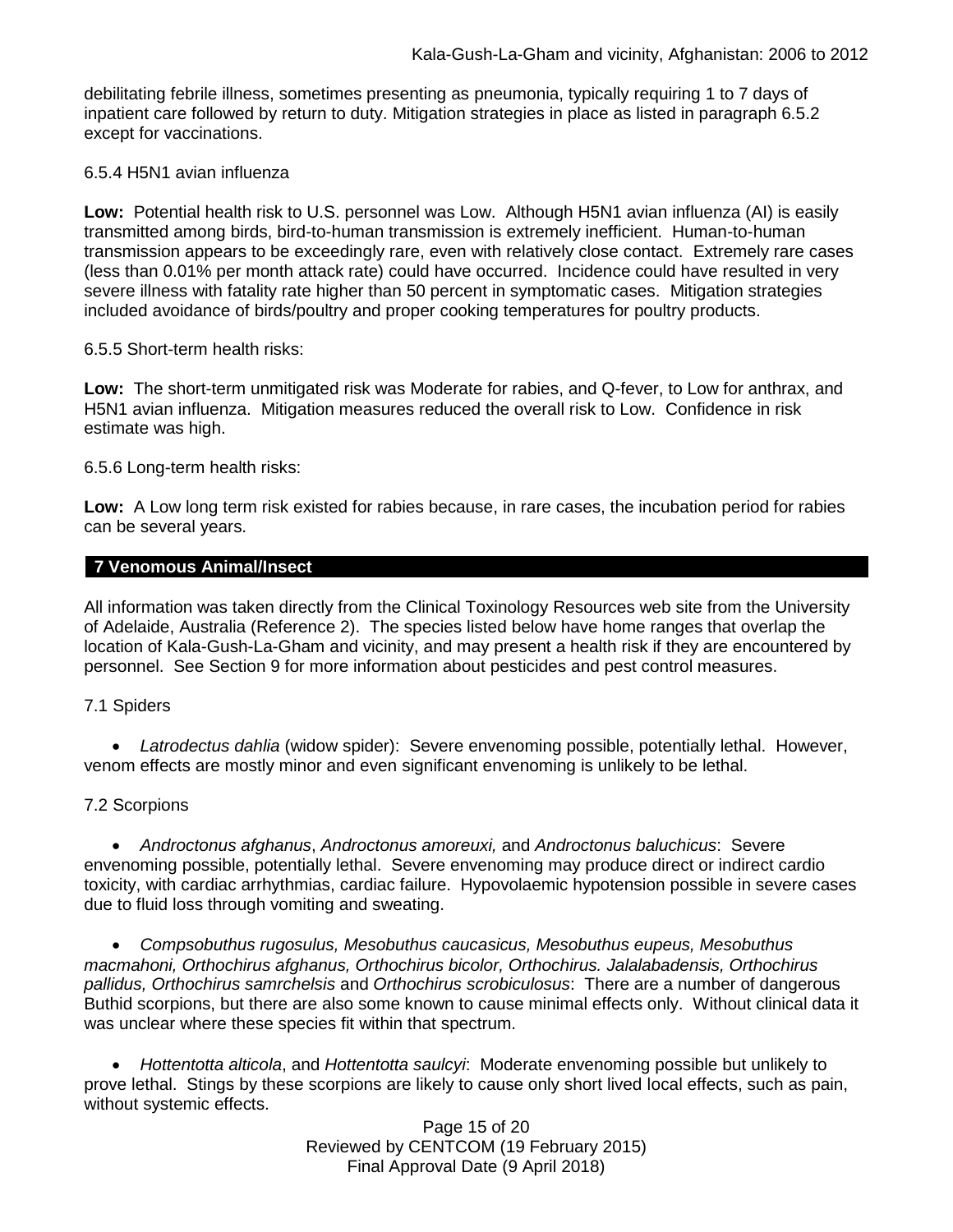debilitating febrile illness, sometimes presenting as pneumonia, typically requiring 1 to 7 days of inpatient care followed by return to duty. Mitigation strategies in place as listed in paragraph 6.5.2 except for vaccinations.

6.5.4 H5N1 avian influenza

**Low:** Potential health risk to U.S. personnel was Low. Although H5N1 avian influenza (AI) is easily transmitted among birds, bird-to-human transmission is extremely inefficient. Human-to-human transmission appears to be exceedingly rare, even with relatively close contact. Extremely rare cases (less than 0.01% per month attack rate) could have occurred. Incidence could have resulted in very severe illness with fatality rate higher than 50 percent in symptomatic cases. Mitigation strategies included avoidance of birds/poultry and proper cooking temperatures for poultry products.

6.5.5 Short-term health risks:

**Low:** The short-term unmitigated risk was Moderate for rabies, and Q-fever, to Low for anthrax, and H5N1 avian influenza. Mitigation measures reduced the overall risk to Low. Confidence in risk estimate was high.

6.5.6 Long-term health risks:

**Low:** A Low long term risk existed for rabies because, in rare cases, the incubation period for rabies can be several years.

## 7 Venomous Animal/Insect

All information was taken directly from the Clinical Toxinology Resources web site from the University of Adelaide, Australia (Reference 2). The species listed below have home ranges that overlap the location of Kala-Gush-La-Gham and vicinity, and may present a health risk if they are encountered by personnel. See Section 9 for more information about pesticides and pest control measures.

7.1 Spiders

- *Latrodectus dahlia* (widow spider): Severe envenoming possible, potentially lethal. However, venom effects are mostly minor and even significant envenoming is unlikely to be lethal.

7.2 Scorpions

- *Androctonus afghanus*, *Androctonus amoreuxi,* and *Androctonus baluchicus*: Severe envenoming possible, potentially lethal. Severe envenoming may produce direct or indirect cardio toxicity, with cardiac arrhythmias, cardiac failure. Hypovolaemic hypotension possible in severe cases due to fluid loss through vomiting and sweating.

- *Compsobuthus rugosulus, Mesobuthus caucasicus, Mesobuthus eupeus, Mesobuthus macmahoni, Orthochirus afghanus, Orthochirus bicolor, Orthochirus. Jalalabadensis, Orthochirus pallidus, Orthochirus samrchelsis* and *Orthochirus scrobiculosus*: There are a number of dangerous Buthid scorpions, but there are also some known to cause minimal effects only. Without clinical data it was unclear where these species fit within that spectrum.

- *Hottentotta alticola*, and *Hottentotta saulcyi*: Moderate envenoming possible but unlikely to prove lethal. Stings by these scorpions are likely to cause only short lived local effects, such as pain, without systemic effects.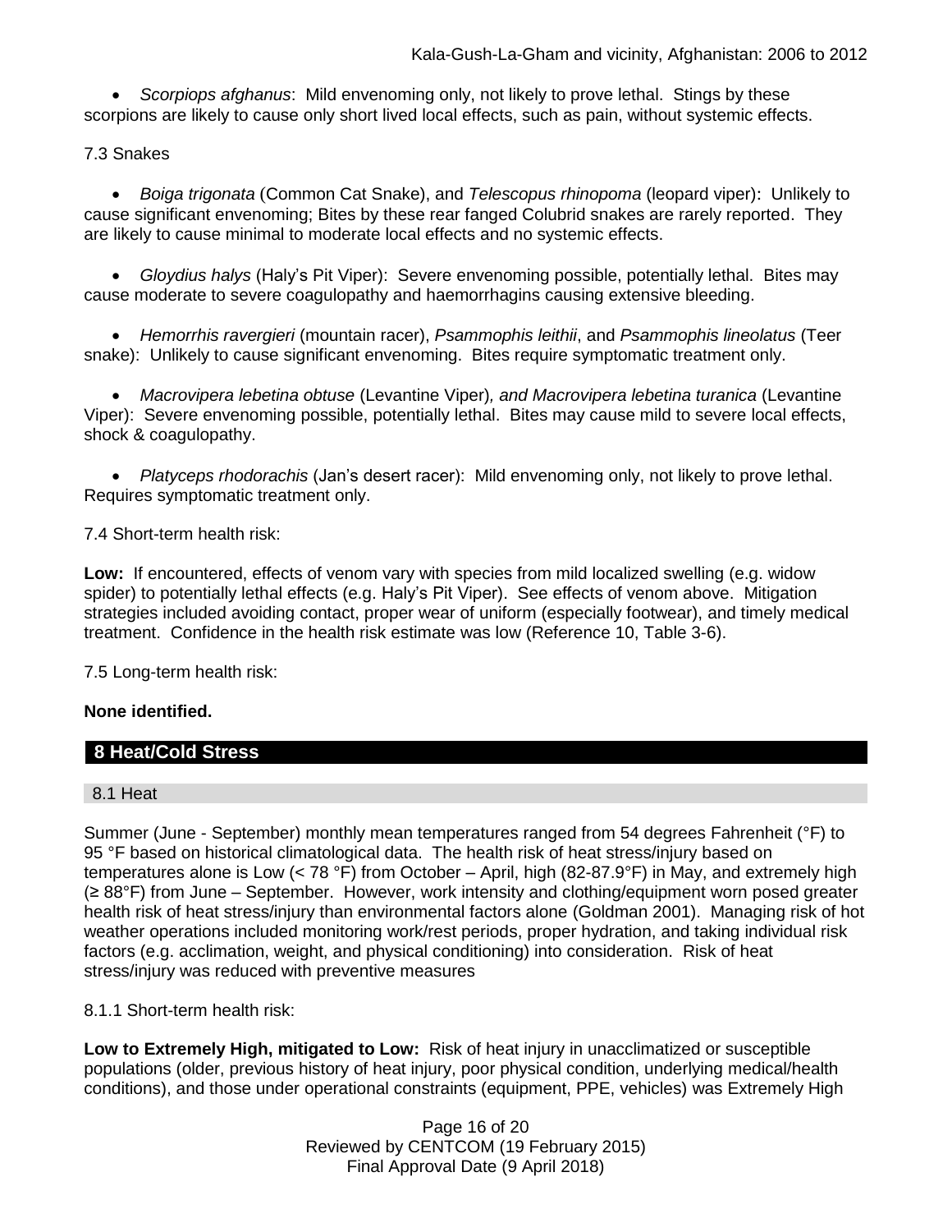- *Scorpiops afghanus*: Mild envenoming only, not likely to prove lethal. Stings by these scorpions are likely to cause only short lived local effects, such as pain, without systemic effects.

7.3 Snakes

- *Boiga trigonata* (Common Cat Snake), and *Telescopus rhinopoma* (leopard viper): Unlikely to cause significant envenoming; Bites by these rear fanged Colubrid snakes are rarely reported. They are likely to cause minimal to moderate local effects and no systemic effects.

- *Gloydius halys* (Haly's Pit Viper): Severe envenoming possible, potentially lethal. Bites may cause moderate to severe coagulopathy and haemorrhagins causing extensive bleeding.

- *Hemorrhis ravergieri* (mountain racer), *Psammophis leithii*, and *Psammophis lineolatus* (Teer snake): Unlikely to cause significant envenoming. Bites require symptomatic treatment only.

- *Macrovipera lebetina obtuse* (Levantine Viper)*, and Macrovipera lebetina turanica* (Levantine Viper): Severe envenoming possible, potentially lethal. Bites may cause mild to severe local effects, shock & coagulopathy.

- *Platyceps rhodorachis* (Jan's desert racer): Mild envenoming only, not likely to prove lethal. Requires symptomatic treatment only.

7.4 Short-term health risk:

**Low:** If encountered, effects of venom vary with species from mild localized swelling (e.g. widow spider) to potentially lethal effects (e.g. Haly's Pit Viper). See effects of venom above. Mitigation strategies included avoiding contact, proper wear of uniform (especially footwear), and timely medical treatment. Confidence in the health risk estimate was low (Reference 10, Table 3-6).

7.5 Long-term health risk:

**None identified.**

## 8 Heat/Cold Stress

### 8.1 Heat

Summer (June - September) monthly mean temperatures ranged from 54 degrees Fahrenheit (°F) to 95 °F based on historical climatological data. The health risk of heat stress/injury based on temperatures alone is Low (< 78 °F) from October – April, high (82-87.9°F) in May, and extremely high (≥ 88°F) from June – September. However, work intensity and clothing/equipment worn posed greater health risk of heat stress/injury than environmental factors alone (Goldman 2001). Managing risk of hot weather operations included monitoring work/rest periods, proper hydration, and taking individual risk factors (e.g. acclimation, weight, and physical conditioning) into consideration. Risk of heat stress/injury was reduced with preventive measures

8.1.1 Short-term health risk:

**Low to Extremely High, mitigated to Low:** Risk of heat injury in unacclimatized or susceptible populations (older, previous history of heat injury, poor physical condition, underlying medical/health conditions), and those under operational constraints (equipment, PPE, vehicles) was Extremely High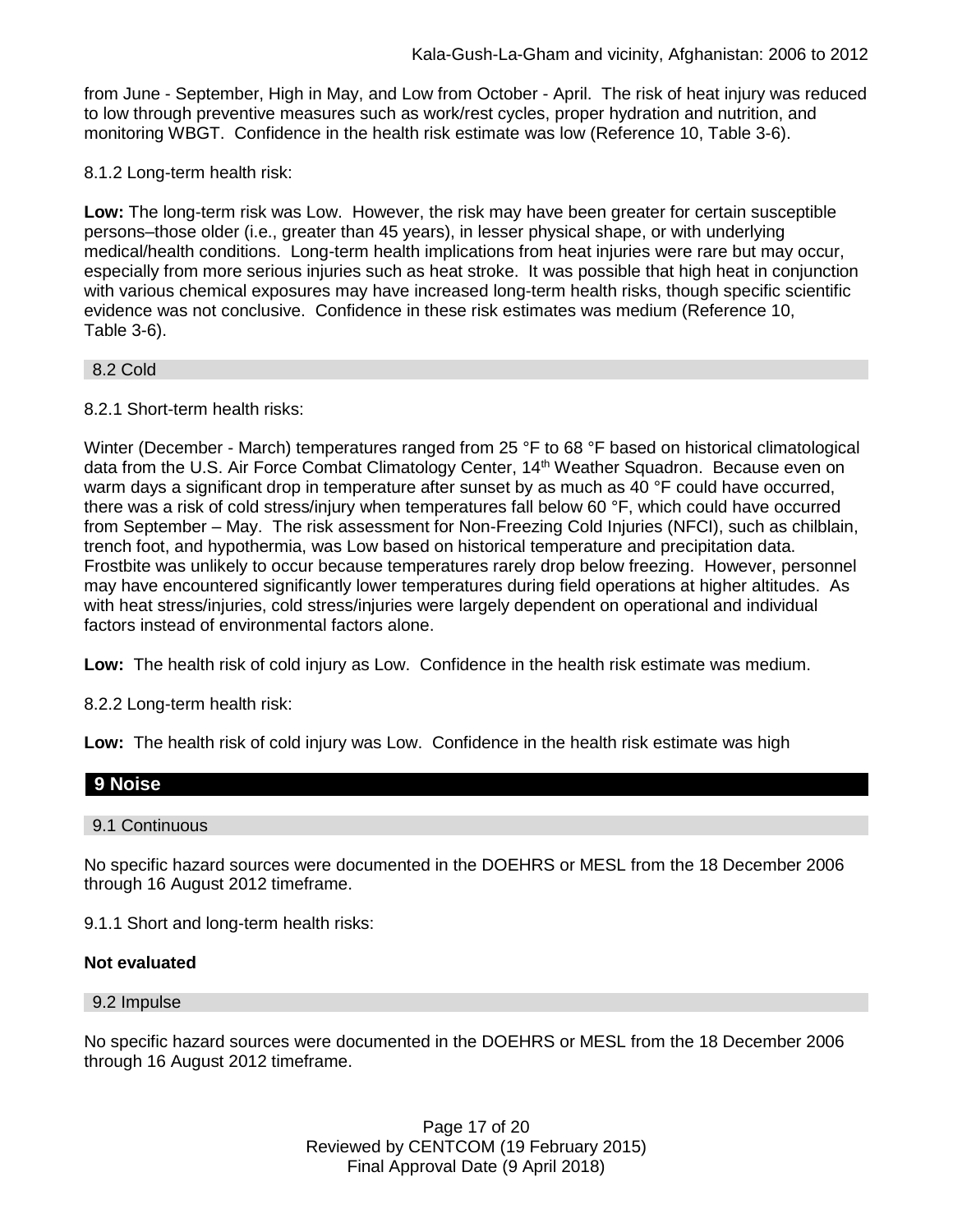from June - September, High in May, and Low from October - April. The risk of heat injury was reduced to low through preventive measures such as work/rest cycles, proper hydration and nutrition, and monitoring WBGT. Confidence in the health risk estimate was low (Reference 10, Table 3-6).

8.1.2 Long-term health risk:

**Low:** The long-term risk was Low. However, the risk may have been greater for certain susceptible persons–those older (i.e., greater than 45 years), in lesser physical shape, or with underlying medical/health conditions. Long-term health implications from heat injuries were rare but may occur, especially from more serious injuries such as heat stroke. It was possible that high heat in conjunction with various chemical exposures may have increased long-term health risks, though specific scientific evidence was not conclusive. Confidence in these risk estimates was medium (Reference 10, Table 3-6).

### 8.2 Cold

8.2.1 Short-term health risks:

Winter (December - March) temperatures ranged from 25 °F to 68 °F based on historical climatological data from the U.S. Air Force Combat Climatology Center, 14th Weather Squadron. Because even on warm days a significant drop in temperature after sunset by as much as 40 °F could have occurred, there was a risk of cold stress/injury when temperatures fall below 60 °F, which could have occurred from September – May. The risk assessment for Non-Freezing Cold Injuries (NFCI), such as chilblain, trench foot, and hypothermia, was Low based on historical temperature and precipitation data. Frostbite was unlikely to occur because temperatures rarely drop below freezing. However, personnel may have encountered significantly lower temperatures during field operations at higher altitudes. As with heat stress/injuries, cold stress/injuries were largely dependent on operational and individual factors instead of environmental factors alone.

**Low:** The health risk of cold injury as Low. Confidence in the health risk estimate was medium.

8.2.2 Long-term health risk:

**Low:** The health risk of cold injury was Low. Confidence in the health risk estimate was high

## 9 Noise

### 9.1 Continuous

No specific hazard sources were documented in the DOEHRS or MESL from the 18 December 2006 through 16 August 2012 timeframe.

9.1.1 Short and long-term health risks:

**Not evaluated**

### 9.2 Impulse

No specific hazard sources were documented in the DOEHRS or MESL from the 18 December 2006 through 16 August 2012 timeframe.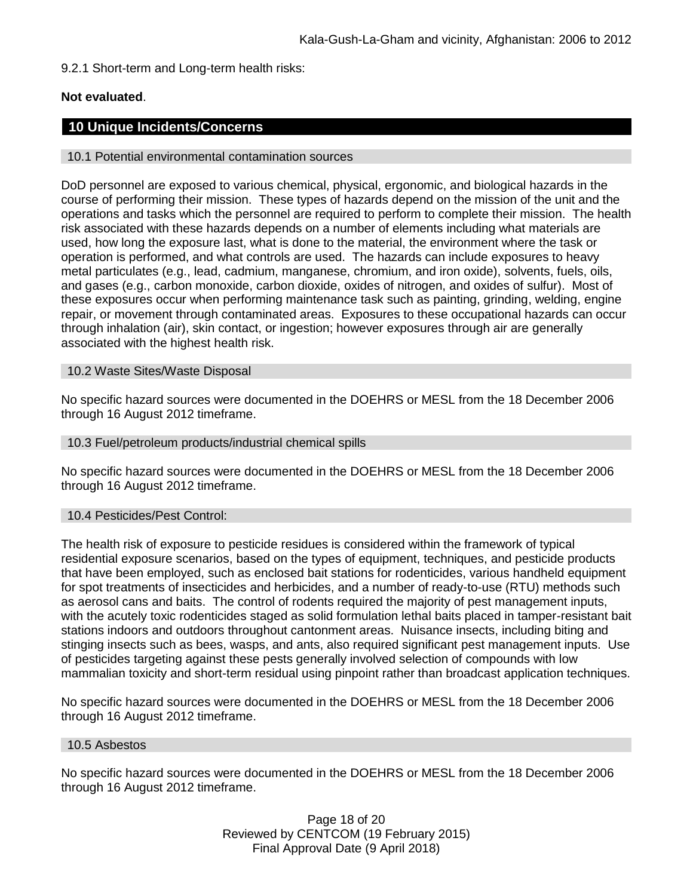9.2.1 Short-term and Long-term health risks:

**Not evaluated**.

## 10 Unique Incidents/Concerns

### 10.1 Potential environmental contamination sources

DoD personnel are exposed to various chemical, physical, ergonomic, and biological hazards in the course of performing their mission. These types of hazards depend on the mission of the unit and the operations and tasks which the personnel are required to perform to complete their mission. The health risk associated with these hazards depends on a number of elements including what materials are used, how long the exposure last, what is done to the material, the environment where the task or operation is performed, and what controls are used. The hazards can include exposures to heavy metal particulates (e.g., lead, cadmium, manganese, chromium, and iron oxide), solvents, fuels, oils, and gases (e.g., carbon monoxide, carbon dioxide, oxides of nitrogen, and oxides of sulfur). Most of these exposures occur when performing maintenance task such as painting, grinding, welding, engine repair, or movement through contaminated areas. Exposures to these occupational hazards can occur through inhalation (air), skin contact, or ingestion; however exposures through air are generally associated with the highest health risk.

### 10.2 Waste Sites/Waste Disposal

No specific hazard sources were documented in the DOEHRS or MESL from the 18 December 2006 through 16 August 2012 timeframe.

### 10.3 Fuel/petroleum products/industrial chemical spills

No specific hazard sources were documented in the DOEHRS or MESL from the 18 December 2006 through 16 August 2012 timeframe.

### 10.4 Pesticides/Pest Control:

The health risk of exposure to pesticide residues is considered within the framework of typical residential exposure scenarios, based on the types of equipment, techniques, and pesticide products that have been employed, such as enclosed bait stations for rodenticides, various handheld equipment for spot treatments of insecticides and herbicides, and a number of ready-to-use (RTU) methods such as aerosol cans and baits. The control of rodents required the majority of pest management inputs, with the acutely toxic rodenticides staged as solid formulation lethal baits placed in tamper-resistant bait stations indoors and outdoors throughout cantonment areas. Nuisance insects, including biting and stinging insects such as bees, wasps, and ants, also required significant pest management inputs. Use of pesticides targeting against these pests generally involved selection of compounds with low mammalian toxicity and short-term residual using pinpoint rather than broadcast application techniques.

No specific hazard sources were documented in the DOEHRS or MESL from the 18 December 2006 through 16 August 2012 timeframe.

### 10.5 Asbestos

No specific hazard sources were documented in the DOEHRS or MESL from the 18 December 2006 through 16 August 2012 timeframe.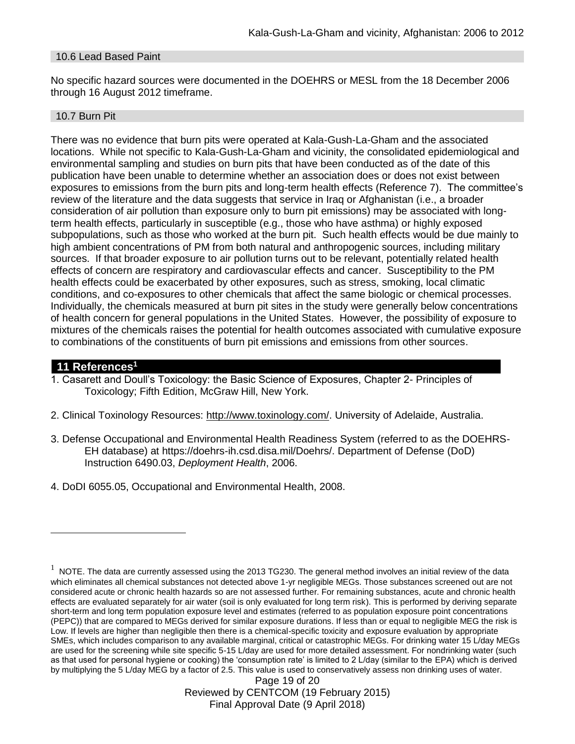### 10.6 Lead Based Paint

No specific hazard sources were documented in the DOEHRS or MESL from the 18 December 2006 through 16 August 2012 timeframe.

### 10.7 Burn Pit

There was no evidence that burn pits were operated at Kala-Gush-La-Gham and the associated locations. While not specific to Kala-Gush-La-Gham and vicinity, the consolidated epidemiological and environmental sampling and studies on burn pits that have been conducted as of the date of this publication have been unable to determine whether an association does or does not exist between exposures to emissions from the burn pits and long-term health effects (Reference 7). The committee's review of the literature and the data suggests that service in Iraq or Afghanistan (i.e., a broader consideration of air pollution than exposure only to burn pit emissions) may be associated with long-term health effects, particularly in susceptible (e.g., those who have asthma) or highly exposed subpopulations, such as those who worked at the burn pit. Such health effects would be due mainly to high ambient concentrations of PM from both natural and anthropogenic sources, including military sources. If that broader exposure to air pollution turns out to be relevant, potentially related health effects of concern are respiratory and cardiovascular effects and cancer. Susceptibility to the PM health effects could be exacerbated by other exposures, such as stress, smoking, local climatic conditions, and co-exposures to other chemicals that affect the same biologic or chemical processes. Individually, the chemicals measured at burn pit sites in the study were generally below concentrations of health concern for general populations in the United States. However, the possibility of exposure to mixtures of the chemicals raises the potential for health outcomes associated with cumulative exposure to combinations of the constituents of burn pit emissions and emissions from other sources.

## 11 References[1]

1. Casarett and Doull's Toxicology: the Basic Science of Exposures, Chapter 2- Principles of Toxicology; Fifth Edition, McGraw Hill, New York.

2. Clinical Toxinology Resources: http://www.toxinology.com/. University of Adelaide, Australia.

3. Defense Occupational and Environmental Health Readiness System (referred to as the DOEHRS-EH database) at https://doehrs-ih.csd.disa.mil/Doehrs/. Department of Defense (DoD) Instruction 6490.03, *Deployment Health*, 2006.

4. DoDI 6055.05, Occupational and Environmental Health, 2008.

---

[1] NOTE. The data are currently assessed using the 2013 TG230. The general method involves an initial review of the data which eliminates all chemical substances not detected above 1-yr negligible MEGs. Those substances screened out are not considered acute or chronic health hazards so are not assessed further. For remaining substances, acute and chronic health effects are evaluated separately for air water (soil is only evaluated for long term risk). This is performed by deriving separate short-term and long term population exposure level and estimates (referred to as population exposure point concentrations (PEPC)) that are compared to MEGs derived for similar exposure durations. If less than or equal to negligible MEG the risk is Low. If levels are higher than negligible then there is a chemical-specific toxicity and exposure evaluation by appropriate SMEs, which includes comparison to any available marginal, critical or catastrophic MEGs. For drinking water 15 L/day MEGs are used for the screening while site specific 5-15 L/day are used for more detailed assessment. For nondrinking water (such as that used for personal hygiene or cooking) the 'consumption rate' is limited to 2 L/day (similar to the EPA) which is derived by multiplying the 5 L/day MEG by a factor of 2.5. This value is used to conservatively assess non drinking uses of water.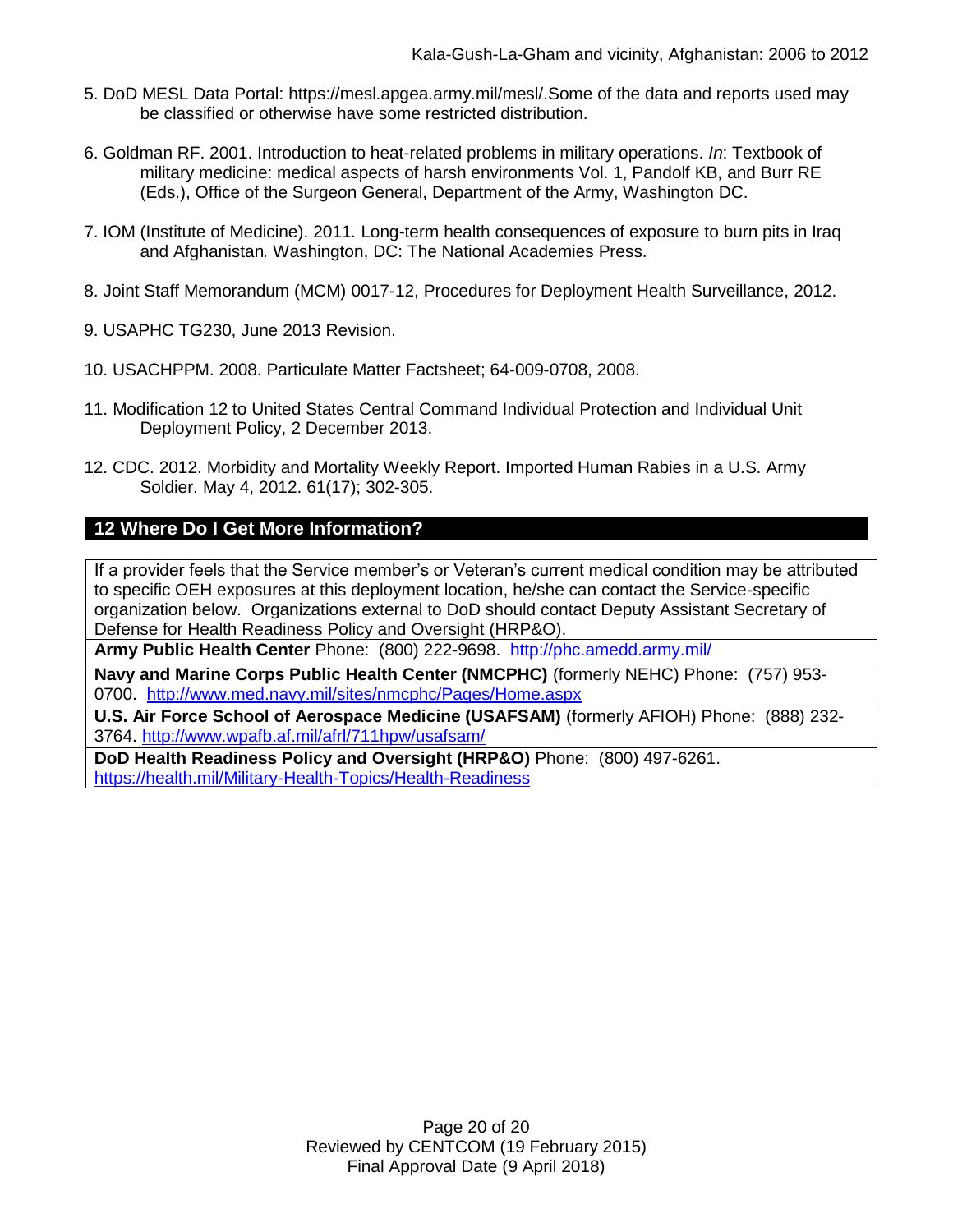5. DoD MESL Data Portal: https://mesl.apgea.army.mil/mesl/.Some of the data and reports used may be classified or otherwise have some restricted distribution.

6. Goldman RF. 2001. Introduction to heat-related problems in military operations. *In*: Textbook of military medicine: medical aspects of harsh environments Vol. 1, Pandolf KB, and Burr RE (Eds.), Office of the Surgeon General, Department of the Army, Washington DC.

7. IOM (Institute of Medicine). 2011. Long-term health consequences of exposure to burn pits in Iraq and Afghanistan*.* Washington, DC: The National Academies Press.

8. Joint Staff Memorandum (MCM) 0017-12, Procedures for Deployment Health Surveillance, 2012.

9. USAPHC TG230, June 2013 Revision.

10. USACHPPM. 2008. Particulate Matter Factsheet; 64-009-0708, 2008.

11. Modification 12 to United States Central Command Individual Protection and Individual Unit Deployment Policy, 2 December 2013.

12. CDC. 2012. Morbidity and Mortality Weekly Report. Imported Human Rabies in a U.S. Army Soldier. May 4, 2012. 61(17); 302-305.

## 12 Where Do I Get More Information?

| |
|---|
| If a provider feels that the Service member's or Veteran's current medical condition may be attributed to specific OEH exposures at this deployment location, he/she can contact the Service-specific organization below. Organizations external to DoD should contact Deputy Assistant Secretary of Defense for Health Readiness Policy and Oversight (HRP&O). |
| **Army Public Health Center** Phone: (800) 222-9698. http://phc.amedd.army.mil/ |
| **Navy and Marine Corps Public Health Center (NMCPHC)** (formerly NEHC) Phone: (757) 953-0700. http://www.med.navy.mil/sites/nmcphc/Pages/Home.aspx |
| **U.S. Air Force School of Aerospace Medicine (USAFSAM)** (formerly AFIOH) Phone: (888) 232-3764. http://www.wpafb.af.mil/afrl/711hpw/usafsam/ |
| **DoD Health Readiness Policy and Oversight (HRP&O)** Phone: (800) 497-6261. https://health.mil/Military-Health-Topics/Health-Readiness |

Reviewed by CENTCOM (19 February 2015)
Final Approval Date (9 April 2018)